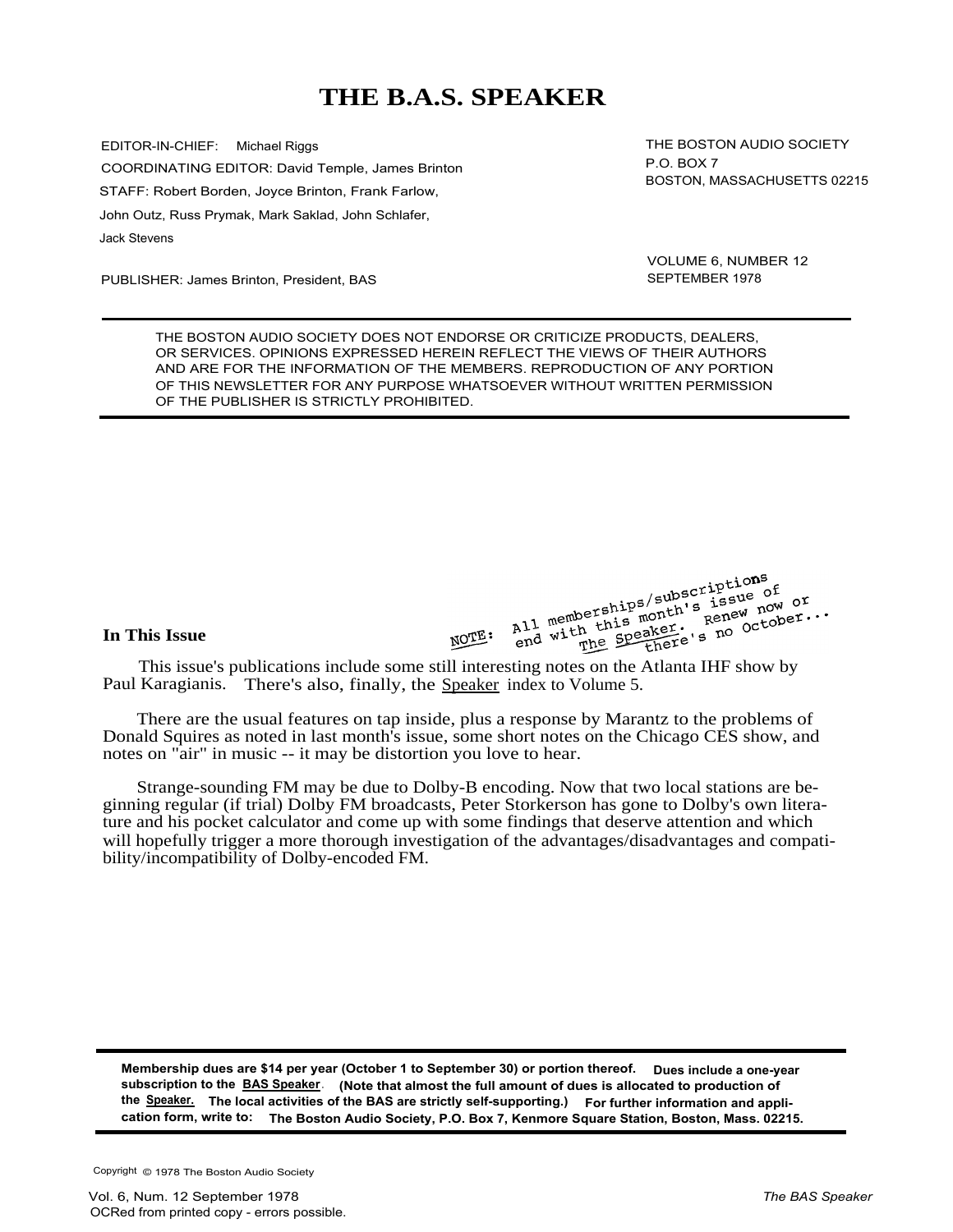# THE B.A.S. SPEAKER

EDITOR-IN-CHIEF: Michael Riggs

COORDINATING EDITOR: David Temple, James Brinton

STAFF: Robert Borden, Joyce Brinton, Frank Farlow, John Outz, Russ Prymak, Mark Saklad, John Schlafer, Jack Stevens

PUBLISHER: James Brinton, President, BAS

THE BOSTON AUDIO SOCIETY
P.O. BOX 7
BOSTON, MASSACHUSETTS 02215

VOLUME 6, NUMBER 12
SEPTEMBER 1978

THE BOSTON AUDIO SOCIETY DOES NOT ENDORSE OR CRITICIZE PRODUCTS, DEALERS, OR SERVICES. OPINIONS EXPRESSED HEREIN REFLECT THE VIEWS OF THEIR AUTHORS AND ARE FOR THE INFORMATION OF THE MEMBERS. REPRODUCTION OF ANY PORTION OF THIS NEWSLETTER FOR ANY PURPOSE WHATSOEVER WITHOUT WRITTEN PERMISSION OF THE PUBLISHER IS STRICTLY PROHIBITED.

NOTE: All memberships/subscriptions end with this month's issue of The Speaker. Renew now or there's no October...

**In This Issue**

This issue's publications include some still interesting notes on the Atlanta IHF show by Paul Karagianis. There's also, finally, the Speaker index to Volume 5.

There are the usual features on tap inside, plus a response by Marantz to the problems of Donald Squires as noted in last month's issue, some short notes on the Chicago CES show, and notes on "air" in music -- it may be distortion you love to hear.

Strange-sounding FM may be due to Dolby-B encoding. Now that two local stations are beginning regular (if trial) Dolby FM broadcasts, Peter Storkerson has gone to Dolby's own literature and his pocket calculator and come up with some findings that deserve attention and which will hopefully trigger a more thorough investigation of the advantages/disadvantages and compatibility/incompatibility of Dolby-encoded FM.

**Membership dues are $14 per year (October 1 to September 30) or portion thereof. Dues include a one-year subscription to the BAS Speaker. (Note that almost the full amount of dues is allocated to production of the Speaker. The local activities of the BAS are strictly self-supporting.) For further information and application form, write to: The Boston Audio Society, P.O. Box 7, Kenmore Square Station, Boston, Mass. 02215.**

Copyright © 1978 The Boston Audio Society

OCRed from printed copy - errors possible.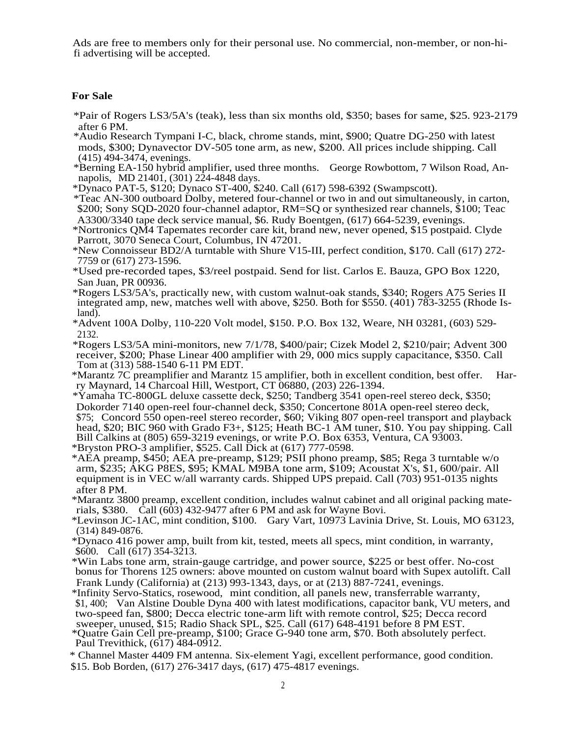Ads are free to members only for their personal use. No commercial, non-member, or non-hi-fi advertising will be accepted.

**For Sale**

*Pair of Rogers LS3/5A's (teak), less than six months old, $350; bases for same, $25. 923-2179 after 6 PM.

*Audio Research Tympani I-C, black, chrome stands, mint, $900; Quatre DG-250 with latest mods, $300; Dynavector DV-505 tone arm, as new, $200. All prices include shipping. Call (415) 494-3474, evenings.

*Berning EA-150 hybrid amplifier, used three months. George Rowbottom, 7 Wilson Road, Annapolis, MD 21401, (301) 224-4848 days.

*Dynaco PAT-5, $120; Dynaco ST-400, $240. Call (617) 598-6392 (Swampscott).

*Teac AN-300 outboard Dolby, metered four-channel or two in and out simultaneously, in carton, $200; Sony SQD-2020 four-channel adaptor, RM=SQ or synthesized rear channels, $100; Teac A3300/3340 tape deck service manual, $6. Rudy Boentgen, (617) 664-5239, evenings.

*Nortronics QM4 Tapemates recorder care kit, brand new, never opened, $15 postpaid. Clyde Parrott, 3070 Seneca Court, Columbus, IN 47201.

*New Connoisseur BD2/A turntable with Shure V15-III, perfect condition, $170. Call (617) 272-7759 or (617) 273-1596.

*Used pre-recorded tapes, $3/reel postpaid. Send for list. Carlos E. Bauza, GPO Box 1220, San Juan, PR 00936.

*Rogers LS3/5A's, practically new, with custom walnut-oak stands, $340; Rogers A75 Series II integrated amp, new, matches well with above, $250. Both for $550. (401) 783-3255 (Rhode Island).

*Advent 100A Dolby, 110-220 Volt model, $150. P.O. Box 132, Weare, NH 03281, (603) 529-2132.

*Rogers LS3/5A mini-monitors, new 7/1/78, $400/pair; Cizek Model 2, $210/pair; Advent 300 receiver, $200; Phase Linear 400 amplifier with 29, 000 mics supply capacitance, $350. Call Tom at (313) 588-1540 6-11 PM EDT.

*Marantz 7C preamplifier and Marantz 15 amplifier, both in excellent condition, best offer. Harry Maynard, 14 Charcoal Hill, Westport, CT 06880, (203) 226-1394.

*Yamaha TC-800GL deluxe cassette deck, $250; Tandberg 3541 open-reel stereo deck, $350; Dokorder 7140 open-reel four-channel deck, $350; Concertone 801A open-reel stereo deck, $75; Concord 550 open-reel stereo recorder, $60; Viking 807 open-reel transport and playback head, $20; BIC 960 with Grado F3+, $125; Heath BC-1 AM tuner, $10. You pay shipping. Call Bill Calkins at (805) 659-3219 evenings, or write P.O. Box 6353, Ventura, CA 93003.

*Bryston PRO-3 amplifier, $525. Call Dick at (617) 777-0598.

*AEA preamp, $450; AEA pre-preamp, $129; PSII phono preamp, $85; Rega 3 turntable w/o arm, $235; AKG P8ES, $95; KMAL M9BA tone arm, $109; Acoustat X's, $1, 600/pair. All equipment is in VEC w/all warranty cards. Shipped UPS prepaid. Call (703) 951-0135 nights after 8 PM.

*Marantz 3800 preamp, excellent condition, includes walnut cabinet and all original packing materials, $380. Call (603) 432-9477 after 6 PM and ask for Wayne Bovi.

*Levinson JC-1AC, mint condition, $100. Gary Vart, 10973 Lavinia Drive, St. Louis, MO 63123, (314) 849-0876.

*Dynaco 416 power amp, built from kit, tested, meets all specs, mint condition, in warranty, $600. Call (617) 354-3213.

*Win Labs tone arm, strain-gauge cartridge, and power source, $225 or best offer. No-cost bonus for Thorens 125 owners: above mounted on custom walnut board with Supex autolift. Call Frank Lundy (California) at (213) 993-1343, days, or at (213) 887-7241, evenings.

*Infinity Servo-Statics, rosewood, mint condition, all panels new, transferrable warranty, $1, 400; Van Alstine Double Dyna 400 with latest modifications, capacitor bank, VU meters, and two-speed fan, $800; Decca electric tone-arm lift with remote control, $25; Decca record sweeper, unused, $15; Radio Shack SPL, $25. Call (617) 648-4191 before 8 PM EST.

*Quatre Gain Cell pre-preamp, $100; Grace G-940 tone arm, $70. Both absolutely perfect. Paul Trevithick, (617) 484-0912.

* Channel Master 4409 FM antenna. Six-element Yagi, excellent performance, good condition. $15. Bob Borden, (617) 276-3417 days, (617) 475-4817 evenings.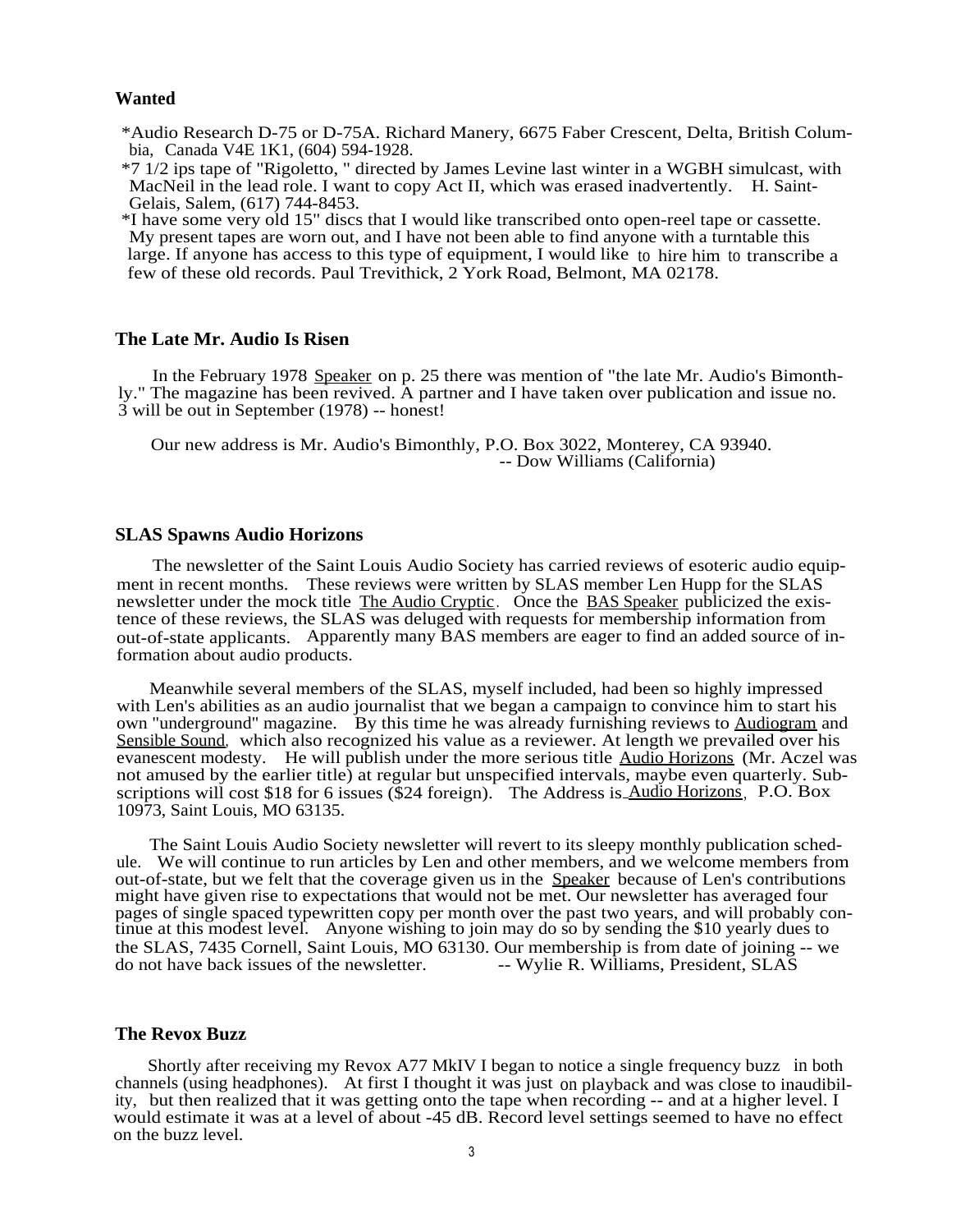## Wanted

*Audio Research D-75 or D-75A. Richard Manery, 6675 Faber Crescent, Delta, British Columbia, Canada V4E 1K1, (604) 594-1928.

*7 1/2 ips tape of "Rigoletto, " directed by James Levine last winter in a WGBH simulcast, with MacNeil in the lead role. I want to copy Act II, which was erased inadvertently. H. Saint-Gelais, Salem, (617) 744-8453.

*I have some very old 15" discs that I would like transcribed onto open-reel tape or cassette. My present tapes are worn out, and I have not been able to find anyone with a turntable this large. If anyone has access to this type of equipment, I would like to hire him to transcribe a few of these old records. Paul Trevithick, 2 York Road, Belmont, MA 02178.

## The Late Mr. Audio Is Risen

In the February 1978 Speaker on p. 25 there was mention of "the late Mr. Audio's Bimonthly." The magazine has been revived. A partner and I have taken over publication and issue no. 3 will be out in September (1978) -- honest!

Our new address is Mr. Audio's Bimonthly, P.O. Box 3022, Monterey, CA 93940.

-- Dow Williams (California)

## SLAS Spawns Audio Horizons

The newsletter of the Saint Louis Audio Society has carried reviews of esoteric audio equipment in recent months. These reviews were written by SLAS member Len Hupp for the SLAS newsletter under the mock title The Audio Cryptic. Once the BAS Speaker publicized the existence of these reviews, the SLAS was deluged with requests for membership information from out-of-state applicants. Apparently many BAS members are eager to find an added source of information about audio products.

Meanwhile several members of the SLAS, myself included, had been so highly impressed with Len's abilities as an audio journalist that we began a campaign to convince him to start his own "underground" magazine. By this time he was already furnishing reviews to Audiogram and Sensible Sound, which also recognized his value as a reviewer. At length we prevailed over his evanescent modesty. He will publish under the more serious title Audio Horizons (Mr. Aczel was not amused by the earlier title) at regular but unspecified intervals, maybe even quarterly. Subscriptions will cost $18 for 6 issues ($24 foreign). The Address is Audio Horizons, P.O. Box 10973, Saint Louis, MO 63135.

The Saint Louis Audio Society newsletter will revert to its sleepy monthly publication schedule. We will continue to run articles by Len and other members, and we welcome members from out-of-state, but we felt that the coverage given us in the Speaker because of Len's contributions might have given rise to expectations that would not be met. Our newsletter has averaged four pages of single spaced typewritten copy per month over the past two years, and will probably continue at this modest level. Anyone wishing to join may do so by sending the $10 yearly dues to the SLAS, 7435 Cornell, Saint Louis, MO 63130. Our membership is from date of joining -- we do not have back issues of the newsletter. -- Wylie R. Williams, President, SLAS

## The Revox Buzz

Shortly after receiving my Revox A77 MkIV I began to notice a single frequency buzz in both channels (using headphones). At first I thought it was just on playback and was close to inaudibility, but then realized that it was getting onto the tape when recording -- and at a higher level. I would estimate it was at a level of about -45 dB. Record level settings seemed to have no effect on the buzz level.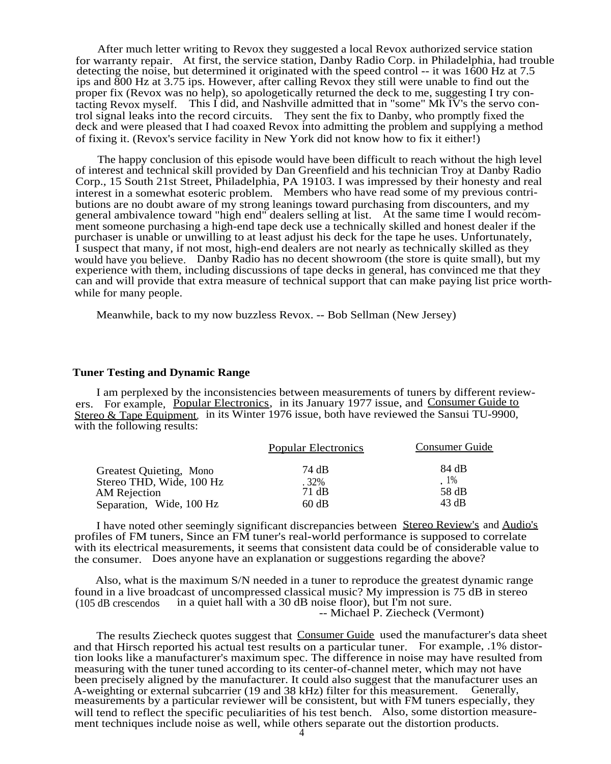After much letter writing to Revox they suggested a local Revox authorized service station for warranty repair. At first, the service station, Danby Radio Corp. in Philadelphia, had trouble detecting the noise, but determined it originated with the speed control -- it was 1600 Hz at 7.5 ips and 800 Hz at 3.75 ips. However, after calling Revox they still were unable to find out the proper fix (Revox was no help), so apologetically returned the deck to me, suggesting I try contacting Revox myself. This I did, and Nashville admitted that in "some" Mk IV's the servo control signal leaks into the record circuits. They sent the fix to Danby, who promptly fixed the deck and were pleased that I had coaxed Revox into admitting the problem and supplying a method of fixing it. (Revox's service facility in New York did not know how to fix it either!)

The happy conclusion of this episode would have been difficult to reach without the high level of interest and technical skill provided by Dan Greenfield and his technician Troy at Danby Radio Corp., 15 South 21st Street, Philadelphia, PA 19103. I was impressed by their honesty and real interest in a somewhat esoteric problem. Members who have read some of my previous contributions are no doubt aware of my strong leanings toward purchasing from discounters, and my general ambivalence toward "high end" dealers selling at list. At the same time I would recommend someone purchasing a high-end tape deck use a technically skilled and honest dealer if the purchaser is unable or unwilling to at least adjust his deck for the tape he uses. Unfortunately, I suspect that many, if not most, high-end dealers are not nearly as technically skilled as they would have you believe. Danby Radio has no decent showroom (the store is quite small), but my experience with them, including discussions of tape decks in general, has convinced me that they can and will provide that extra measure of technical support that can make paying list price worthwhile for many people.

Meanwhile, back to my now buzzless Revox. -- Bob Sellman (New Jersey)

### Tuner Testing and Dynamic Range

I am perplexed by the inconsistencies between measurements of tuners by different reviewers. For example, Popular Electronics, in its January 1977 issue, and Consumer Guide to Stereo & Tape Equipment, in its Winter 1976 issue, both have reviewed the Sansui TU-9900, with the following results:

| | Popular Electronics | Consumer Guide |
|---|---|---|
| Greatest Quieting, Mono | 74 dB | 84 dB |
| Stereo THD, Wide, 100 Hz | .32% | .1% |
| AM Rejection | 71 dB | 58 dB |
| Separation, Wide, 100 Hz | 60 dB | 43 dB |

I have noted other seemingly significant discrepancies between Stereo Review's and Audio's profiles of FM tuners, Since an FM tuner's real-world performance is supposed to correlate with its electrical measurements, it seems that consistent data could be of considerable value to the consumer. Does anyone have an explanation or suggestions regarding the above?

Also, what is the maximum S/N needed in a tuner to reproduce the greatest dynamic range found in a live broadcast of uncompressed classical music? My impression is 75 dB in stereo (105 dB crescendos in a quiet hall with a 30 dB noise floor), but I'm not sure.
-- Michael P. Ziecheck (Vermont)

The results Ziecheck quotes suggest that Consumer Guide used the manufacturer's data sheet and that Hirsch reported his actual test results on a particular tuner. For example, .1% distortion looks like a manufacturer's maximum spec. The difference in noise may have resulted from measuring with the tuner tuned according to its center-of-channel meter, which may not have been precisely aligned by the manufacturer. It could also suggest that the manufacturer uses an A-weighting or external subcarrier (19 and 38 kHz) filter for this measurement. Generally, measurements by a particular reviewer will be consistent, but with FM tuners especially, they will tend to reflect the specific peculiarities of his test bench. Also, some distortion measurement techniques include noise as well, while others separate out the distortion products.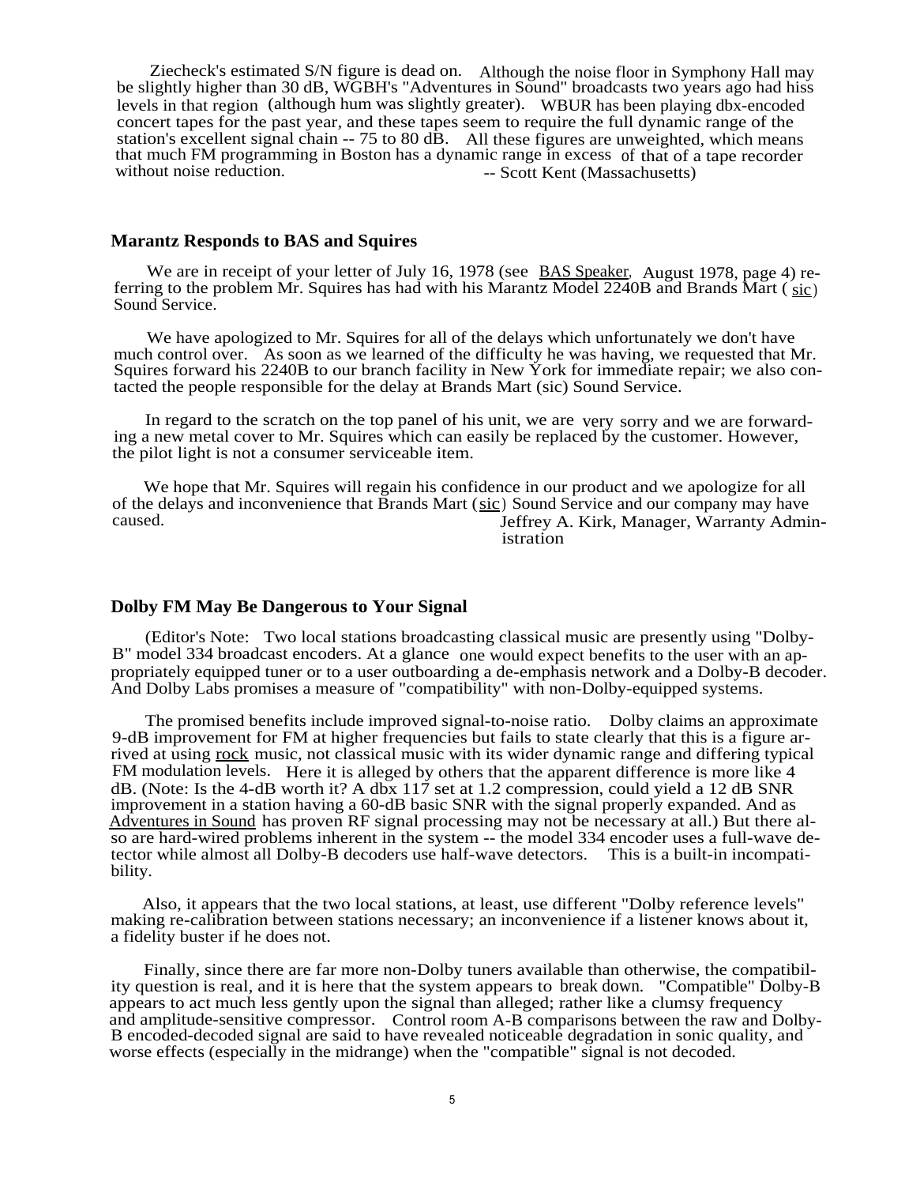Ziecheck's estimated S/N figure is dead on. Although the noise floor in Symphony Hall may be slightly higher than 30 dB, WGBH's "Adventures in Sound" broadcasts two years ago had hiss levels in that region (although hum was slightly greater). WBUR has been playing dbx-encoded concert tapes for the past year, and these tapes seem to require the full dynamic range of the station's excellent signal chain -- 75 to 80 dB. All these figures are unweighted, which means that much FM programming in Boston has a dynamic range in excess of that of a tape recorder without noise reduction.

-- Scott Kent (Massachusetts)

## Marantz Responds to BAS and Squires

We are in receipt of your letter of July 16, 1978 (see BAS Speaker, August 1978, page 4) referring to the problem Mr. Squires has had with his Marantz Model 2240B and Brands Mart (sic) Sound Service.

We have apologized to Mr. Squires for all of the delays which unfortunately we don't have much control over. As soon as we learned of the difficulty he was having, we requested that Mr. Squires forward his 2240B to our branch facility in New York for immediate repair; we also contacted the people responsible for the delay at Brands Mart (sic) Sound Service.

In regard to the scratch on the top panel of his unit, we are very sorry and we are forwarding a new metal cover to Mr. Squires which can easily be replaced by the customer. However, the pilot light is not a consumer serviceable item.

We hope that Mr. Squires will regain his confidence in our product and we apologize for all of the delays and inconvenience that Brands Mart (sic) Sound Service and our company may have caused.

Jeffrey A. Kirk, Manager, Warranty Administration

## Dolby FM May Be Dangerous to Your Signal

(Editor's Note: Two local stations broadcasting classical music are presently using "Dolby-B" model 334 broadcast encoders. At a glance one would expect benefits to the user with an appropriately equipped tuner or to a user outboarding a de-emphasis network and a Dolby-B decoder. And Dolby Labs promises a measure of "compatibility" with non-Dolby-equipped systems.

The promised benefits include improved signal-to-noise ratio. Dolby claims an approximate 9-dB improvement for FM at higher frequencies but fails to state clearly that this is a figure arrived at using rock music, not classical music with its wider dynamic range and differing typical FM modulation levels. Here it is alleged by others that the apparent difference is more like 4 dB. (Note: Is the 4-dB worth it? A dbx 117 set at 1.2 compression, could yield a 12 dB SNR improvement in a station having a 60-dB basic SNR with the signal properly expanded. And as Adventures in Sound has proven RF signal processing may not be necessary at all.) But there also are hard-wired problems inherent in the system -- the model 334 encoder uses a full-wave detector while almost all Dolby-B decoders use half-wave detectors. This is a built-in incompatibility.

Also, it appears that the two local stations, at least, use different "Dolby reference levels" making re-calibration between stations necessary; an inconvenience if a listener knows about it, a fidelity buster if he does not.

Finally, since there are far more non-Dolby tuners available than otherwise, the compatibility question is real, and it is here that the system appears to break down. "Compatible" Dolby-B appears to act much less gently upon the signal than alleged; rather like a clumsy frequency and amplitude-sensitive compressor. Control room A-B comparisons between the raw and Dolby-B encoded-decoded signal are said to have revealed noticeable degradation in sonic quality, and worse effects (especially in the midrange) when the "compatible" signal is not decoded.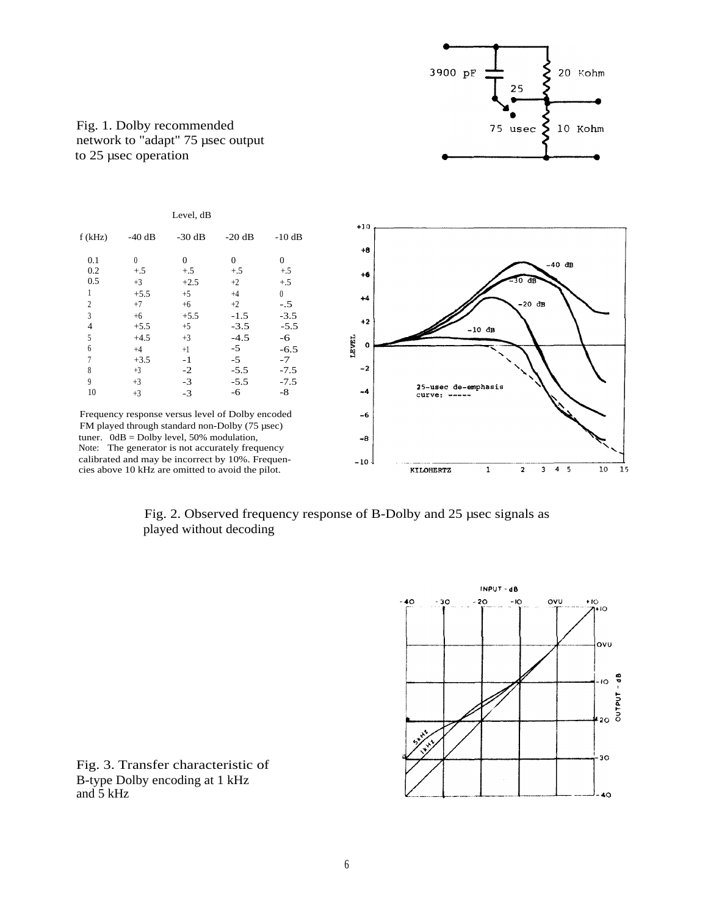Fig. 1. Dolby recommended network to "adapt" 75 µsec output to 25 µsec operation

| f (kHz) | Level, dB -40 dB | -30 dB | -20 dB | -10 dB |
|---|---|---|---|---|
| 0.1 | 0 | 0 | 0 | 0 |
| 0.2 | +.5 | +.5 | +.5 | +.5 |
| 0.5 | +3 | +2.5 | +2 | +.5 |
| 1 | +5.5 | +5 | +4 | 0 |
| 2 | +7 | +6 | +2 | -.5 |
| 3 | +6 | +5.5 | -1.5 | -3.5 |
| 4 | +5.5 | +5 | -3.5 | -5.5 |
| 5 | +4.5 | +3 | -4.5 | -6 |
| 6 | +4 | +1 | -5 | -6.5 |
| 7 | +3.5 | -1 | -5 | -7 |
| 8 | +3 | -2 | -5.5 | -7.5 |
| 9 | +3 | -3 | -5.5 | -7.5 |
| 10 | +3 | -3 | -6 | -8 |

Frequency response versus level of Dolby encoded FM played through standard non-Dolby (75 µsec) tuner. 0dB = Dolby level, 50% modulation,
Note: The generator is not accurately frequency calibrated and may be incorrect by 10%. Frequencies above 10 kHz are omitted to avoid the pilot.

Fig. 2. Observed frequency response of B-Dolby and 25 µsec signals as played without decoding

Fig. 3. Transfer characteristic of B-type Dolby encoding at 1 kHz and 5 kHz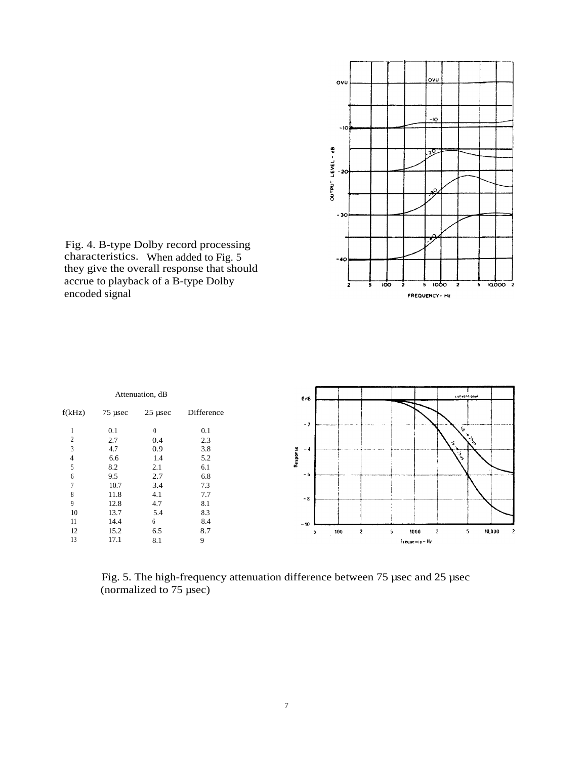Fig. 4. B-type Dolby record processing characteristics. When added to Fig. 5 they give the overall response that should accrue to playback of a B-type Dolby encoded signal

| | Attenuation, dB | | |
|---|---|---|---|
| f(kHz) | 75 µsec | 25 µsec | Difference |
| 1 | 0.1 | 0 | 0.1 |
| 2 | 2.7 | 0.4 | 2.3 |
| 3 | 4.7 | 0.9 | 3.8 |
| 4 | 6.6 | 1.4 | 5.2 |
| 5 | 8.2 | 2.1 | 6.1 |
| 6 | 9.5 | 2.7 | 6.8 |
| 7 | 10.7 | 3.4 | 7.3 |
| 8 | 11.8 | 4.1 | 7.7 |
| 9 | 12.8 | 4.7 | 8.1 |
| 10 | 13.7 | 5.4 | 8.3 |
| 11 | 14.4 | 6 | 8.4 |
| 12 | 15.2 | 6.5 | 8.7 |
| 13 | 17.1 | 8.1 | 9 |

Fig. 5. The high-frequency attenuation difference between 75 µsec and 25 µsec (normalized to 75 µsec)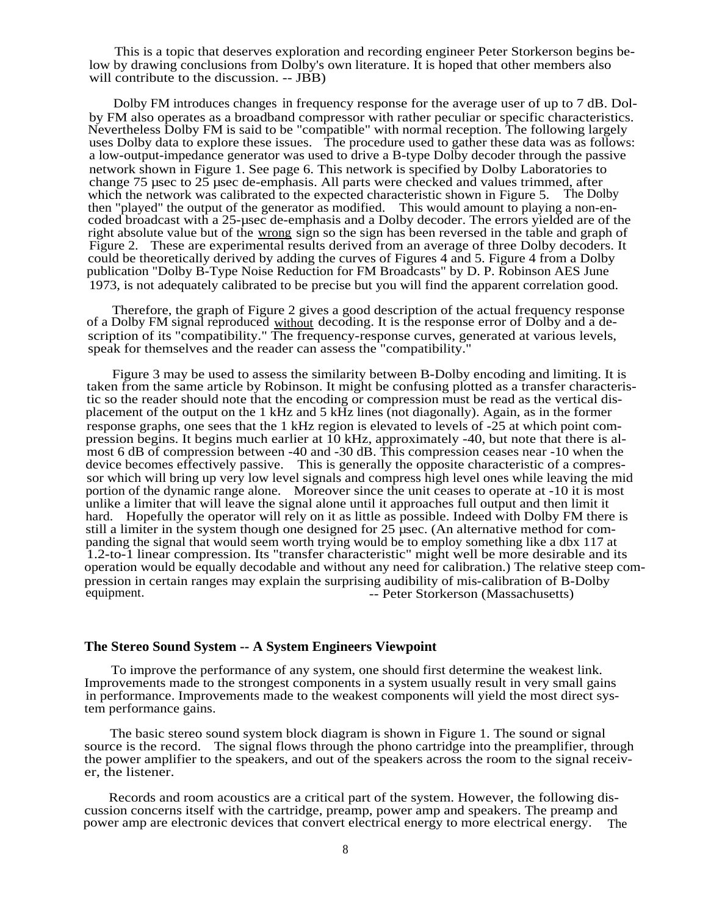This is a topic that deserves exploration and recording engineer Peter Storkerson begins below by drawing conclusions from Dolby's own literature. It is hoped that other members also will contribute to the discussion. -- JBB)

Dolby FM introduces changes in frequency response for the average user of up to 7 dB. Dolby FM also operates as a broadband compressor with rather peculiar or specific characteristics. Nevertheless Dolby FM is said to be "compatible" with normal reception. The following largely uses Dolby data to explore these issues. The procedure used to gather these data was as follows: a low-output-impedance generator was used to drive a B-type Dolby decoder through the passive network shown in Figure 1. See page 6. This network is specified by Dolby Laboratories to change 75 μsec to 25 μsec de-emphasis. All parts were checked and values trimmed, after which the network was calibrated to the expected characteristic shown in Figure 5. The Dolby then "played" the output of the generator as modified. This would amount to playing a non-encoded broadcast with a 25-μsec de-emphasis and a Dolby decoder. The errors yielded are of the right absolute value but of the wrong sign so the sign has been reversed in the table and graph of Figure 2. These are experimental results derived from an average of three Dolby decoders. It could be theoretically derived by adding the curves of Figures 4 and 5. Figure 4 from a Dolby publication "Dolby B-Type Noise Reduction for FM Broadcasts" by D. P. Robinson AES June 1973, is not adequately calibrated to be precise but you will find the apparent correlation good.

Therefore, the graph of Figure 2 gives a good description of the actual frequency response of a Dolby FM signal reproduced without decoding. It is the response error of Dolby and a description of its "compatibility." The frequency-response curves, generated at various levels, speak for themselves and the reader can assess the "compatibility."

Figure 3 may be used to assess the similarity between B-Dolby encoding and limiting. It is taken from the same article by Robinson. It might be confusing plotted as a transfer characteristic so the reader should note that the encoding or compression must be read as the vertical displacement of the output on the 1 kHz and 5 kHz lines (not diagonally). Again, as in the former response graphs, one sees that the 1 kHz region is elevated to levels of -25 at which point compression begins. It begins much earlier at 10 kHz, approximately -40, but note that there is almost 6 dB of compression between -40 and -30 dB. This compression ceases near -10 when the device becomes effectively passive. This is generally the opposite characteristic of a compressor which will bring up very low level signals and compress high level ones while leaving the mid portion of the dynamic range alone. Moreover since the unit ceases to operate at -10 it is most unlike a limiter that will leave the signal alone until it approaches full output and then limit it hard. Hopefully the operator will rely on it as little as possible. Indeed with Dolby FM there is still a limiter in the system though one designed for 25 μsec. (An alternative method for companding the signal that would seem worth trying would be to employ something like a dbx 117 at 1.2-to-1 linear compression. Its "transfer characteristic" might well be more desirable and its operation would be equally decodable and without any need for calibration.) The relative steep compression in certain ranges may explain the surprising audibility of mis-calibration of B-Dolby equipment. -- Peter Storkerson (Massachusetts)

### The Stereo Sound System -- A System Engineers Viewpoint

To improve the performance of any system, one should first determine the weakest link. Improvements made to the strongest components in a system usually result in very small gains in performance. Improvements made to the weakest components will yield the most direct system performance gains.

The basic stereo sound system block diagram is shown in Figure 1. The sound or signal source is the record. The signal flows through the phono cartridge into the preamplifier, through the power amplifier to the speakers, and out of the speakers across the room to the signal receiver, the listener.

Records and room acoustics are a critical part of the system. However, the following discussion concerns itself with the cartridge, preamp, power amp and speakers. The preamp and power amp are electronic devices that convert electrical energy to more electrical energy. The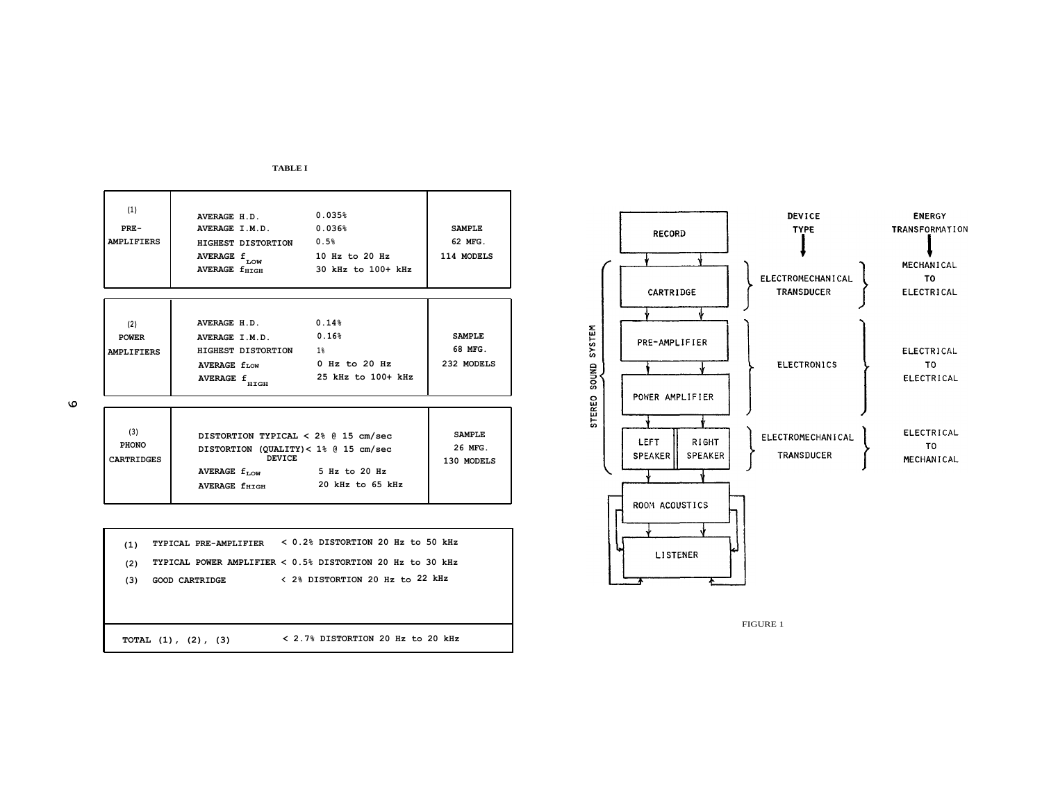**TABLE I**

| | | | |
|---|---|---|---|
| (1) PRE-AMPLIFIERS | AVERAGE H.D. | 0.035% | SAMPLE 62 MFG. 114 MODELS |
| | AVERAGE I.M.D. | 0.036% | |
| | HIGHEST DISTORTION | 0.5% | |
| | AVERAGE $f_{LOW}$ | 10 Hz to 20 Hz | |
| | AVERAGE $f_{HIGH}$ | 30 kHz to 100+ kHz | |

| | | | |
|---|---|---|---|
| (2) POWER AMPLIFIERS | AVERAGE H.D. | 0.14% | SAMPLE 68 MFG. 232 MODELS |
| | AVERAGE I.M.D. | 0.16% | |
| | HIGHEST DISTORTION | 1% | |
| | AVERAGE $f_{LOW}$ | 0 Hz to 20 Hz | |
| | AVERAGE $f_{HIGH}$ | 25 kHz to 100+ kHz | |

| | | | |
|---|---|---|---|
| (3) PHONO CARTRIDGES | DISTORTION TYPICAL | < 2% @ 15 cm/sec | SAMPLE 26 MFG. 130 MODELS |
| | DISTORTION (QUALITY) DEVICE | < 1% @ 15 cm/sec | |
| | AVERAGE $f_{LOW}$ | 5 Hz to 20 Hz | |
| | AVERAGE $f_{HIGH}$ | 20 kHz to 65 kHz | |

| | | |
|---|---|---|
| (1) | TYPICAL PRE-AMPLIFIER | < 0.2% DISTORTION 20 Hz to 50 kHz |
| (2) | TYPICAL POWER AMPLIFIER | < 0.5% DISTORTION 20 Hz to 30 kHz |
| (3) | GOOD CARTRIDGE | < 2% DISTORTION 20 Hz to 22 kHz |
| TOTAL (1), (2), (3) | | < 2.7% DISTORTION 20 Hz to 20 kHz |

| Block (STEREO SOUND SYSTEM: CARTRIDGE through SPEAKERS) | DEVICE TYPE | ENERGY TRANSFORMATION |
|---|---|---|
| RECORD | | |
| CARTRIDGE | ELECTROMECHANICAL TRANSDUCER | MECHANICAL TO ELECTRICAL |
| PRE-AMPLIFIER, POWER AMPLIFIER | ELECTRONICS | ELECTRICAL TO ELECTRICAL |
| LEFT SPEAKER, RIGHT SPEAKER | ELECTROMECHANICAL TRANSDUCER | ELECTRICAL TO MECHANICAL |
| ROOM ACOUSTICS | | |
| LISTENER | | |

FIGURE 1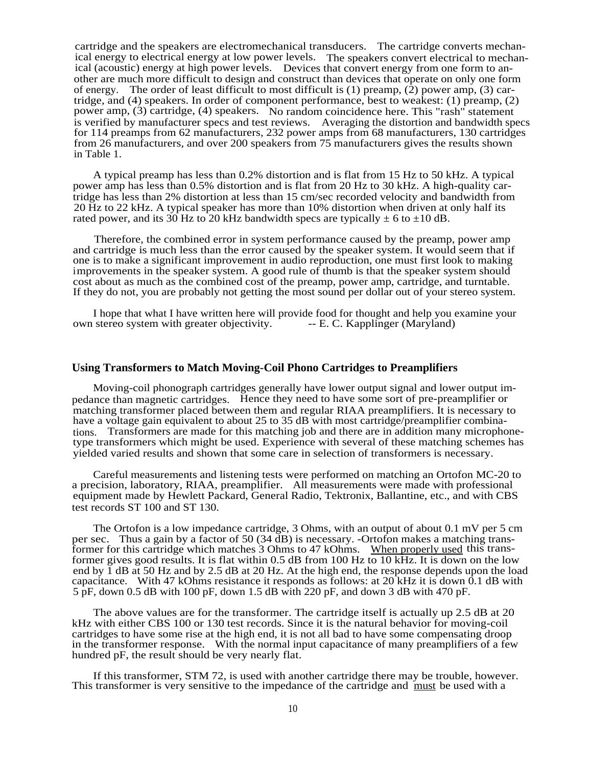cartridge and the speakers are electromechanical transducers. The cartridge converts mechanical energy to electrical energy at low power levels. The speakers convert electrical to mechanical (acoustic) energy at high power levels. Devices that convert energy from one form to another are much more difficult to design and construct than devices that operate on only one form of energy. The order of least difficult to most difficult is (1) preamp, (2) power amp, (3) cartridge, and (4) speakers. In order of component performance, best to weakest: (1) preamp, (2) power amp, (3) cartridge, (4) speakers. No random coincidence here. This "rash" statement is verified by manufacturer specs and test reviews. Averaging the distortion and bandwidth specs for 114 preamps from 62 manufacturers, 232 power amps from 68 manufacturers, 130 cartridges from 26 manufacturers, and over 200 speakers from 75 manufacturers gives the results shown in Table 1.

A typical preamp has less than 0.2% distortion and is flat from 15 Hz to 50 kHz. A typical power amp has less than 0.5% distortion and is flat from 20 Hz to 30 kHz. A high-quality cartridge has less than 2% distortion at less than 15 cm/sec recorded velocity and bandwidth from 20 Hz to 22 kHz. A typical speaker has more than 10% distortion when driven at only half its rated power, and its 30 Hz to 20 kHz bandwidth specs are typically ± 6 to ±10 dB.

Therefore, the combined error in system performance caused by the preamp, power amp and cartridge is much less than the error caused by the speaker system. It would seem that if one is to make a significant improvement in audio reproduction, one must first look to making improvements in the speaker system. A good rule of thumb is that the speaker system should cost about as much as the combined cost of the preamp, power amp, cartridge, and turntable. If they do not, you are probably not getting the most sound per dollar out of your stereo system.

I hope that what I have written here will provide food for thought and help you examine your own stereo system with greater objectivity. -- E. C. Kapplinger (Maryland)

## Using Transformers to Match Moving-Coil Phono Cartridges to Preamplifiers

Moving-coil phonograph cartridges generally have lower output signal and lower output impedance than magnetic cartridges. Hence they need to have some sort of pre-preamplifier or matching transformer placed between them and regular RIAA preamplifiers. It is necessary to have a voltage gain equivalent to about 25 to 35 dB with most cartridge/preamplifier combinations. Transformers are made for this matching job and there are in addition many microphone-type transformers which might be used. Experience with several of these matching schemes has yielded varied results and shown that some care in selection of transformers is necessary.

Careful measurements and listening tests were performed on matching an Ortofon MC-20 to a precision, laboratory, RIAA, preamplifier. All measurements were made with professional equipment made by Hewlett Packard, General Radio, Tektronix, Ballantine, etc., and with CBS test records ST 100 and ST 130.

The Ortofon is a low impedance cartridge, 3 Ohms, with an output of about 0.1 mV per 5 cm per sec. Thus a gain by a factor of 50 (34 dB) is necessary. -Ortofon makes a matching transformer for this cartridge which matches 3 Ohms to 47 kOhms. When properly used this transformer gives good results. It is flat within 0.5 dB from 100 Hz to 10 kHz. It is down on the low end by 1 dB at 50 Hz and by 2.5 dB at 20 Hz. At the high end, the response depends upon the load capacitance. With 47 kOhms resistance it responds as follows: at 20 kHz it is down 0.1 dB with 5 pF, down 0.5 dB with 100 pF, down 1.5 dB with 220 pF, and down 3 dB with 470 pF.

The above values are for the transformer. The cartridge itself is actually up 2.5 dB at 20 kHz with either CBS 100 or 130 test records. Since it is the natural behavior for moving-coil cartridges to have some rise at the high end, it is not all bad to have some compensating droop in the transformer response. With the normal input capacitance of many preamplifiers of a few hundred pF, the result should be very nearly flat.

If this transformer, STM 72, is used with another cartridge there may be trouble, however. This transformer is very sensitive to the impedance of the cartridge and must be used with a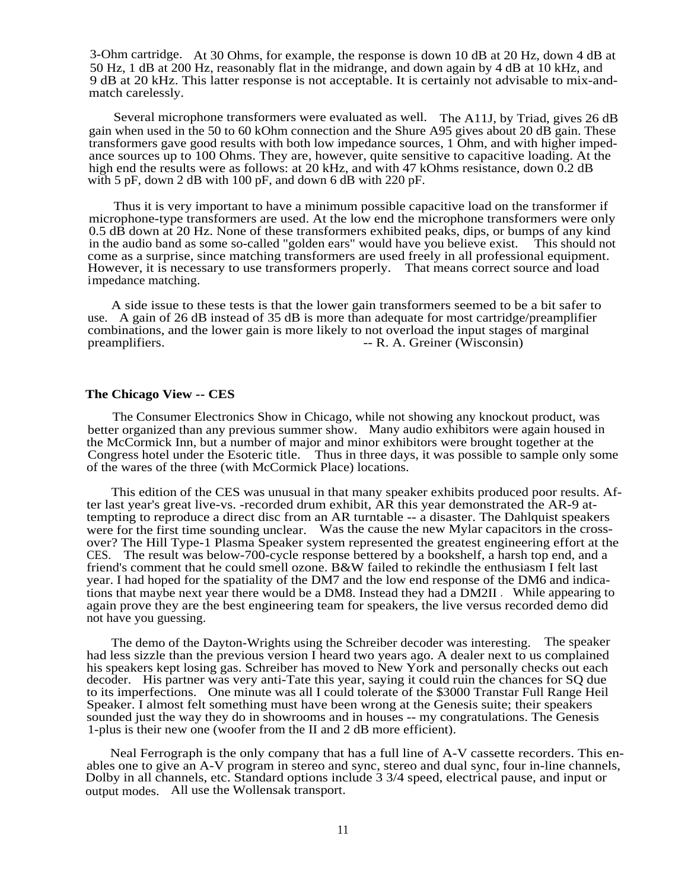3-Ohm cartridge. At 30 Ohms, for example, the response is down 10 dB at 20 Hz, down 4 dB at 50 Hz, 1 dB at 200 Hz, reasonably flat in the midrange, and down again by 4 dB at 10 kHz, and 9 dB at 20 kHz. This latter response is not acceptable. It is certainly not advisable to mix-and-match carelessly.

Several microphone transformers were evaluated as well. The A11J, by Triad, gives 26 dB gain when used in the 50 to 60 kOhm connection and the Shure A95 gives about 20 dB gain. These transformers gave good results with both low impedance sources, 1 Ohm, and with higher impedance sources up to 100 Ohms. They are, however, quite sensitive to capacitive loading. At the high end the results were as follows: at 20 kHz, and with 47 kOhms resistance, down 0.2 dB with 5 pF, down 2 dB with 100 pF, and down 6 dB with 220 pF.

Thus it is very important to have a minimum possible capacitive load on the transformer if microphone-type transformers are used. At the low end the microphone transformers were only 0.5 dB down at 20 Hz. None of these transformers exhibited peaks, dips, or bumps of any kind in the audio band as some so-called "golden ears" would have you believe exist. This should not come as a surprise, since matching transformers are used freely in all professional equipment. However, it is necessary to use transformers properly. That means correct source and load impedance matching.

A side issue to these tests is that the lower gain transformers seemed to be a bit safer to use. A gain of 26 dB instead of 35 dB is more than adequate for most cartridge/preamplifier combinations, and the lower gain is more likely to not overload the input stages of marginal preamplifiers. -- R. A. Greiner (Wisconsin)

**The Chicago View -- CES**

The Consumer Electronics Show in Chicago, while not showing any knockout product, was better organized than any previous summer show. Many audio exhibitors were again housed in the McCormick Inn, but a number of major and minor exhibitors were brought together at the Congress hotel under the Esoteric title. Thus in three days, it was possible to sample only some of the wares of the three (with McCormick Place) locations.

This edition of the CES was unusual in that many speaker exhibits produced poor results. After last year's great live-vs. -recorded drum exhibit, AR this year demonstrated the AR-9 attempting to reproduce a direct disc from an AR turntable -- a disaster. The Dahlquist speakers were for the first time sounding unclear. Was the cause the new Mylar capacitors in the crossover? The Hill Type-1 Plasma Speaker system represented the greatest engineering effort at the CES. The result was below-700-cycle response bettered by a bookshelf, a harsh top end, and a friend's comment that he could smell ozone. B&W failed to rekindle the enthusiasm I felt last year. I had hoped for the spatiality of the DM7 and the low end response of the DM6 and indications that maybe next year there would be a DM8. Instead they had a DM2II . While appearing to again prove they are the best engineering team for speakers, the live versus recorded demo did not have you guessing.

The demo of the Dayton-Wrights using the Schreiber decoder was interesting. The speaker had less sizzle than the previous version I heard two years ago. A dealer next to us complained his speakers kept losing gas. Schreiber has moved to New York and personally checks out each decoder. His partner was very anti-Tate this year, saying it could ruin the chances for SQ due to its imperfections. One minute was all I could tolerate of the $3000 Transtar Full Range Heil Speaker. I almost felt something must have been wrong at the Genesis suite; their speakers sounded just the way they do in showrooms and in houses -- my congratulations. The Genesis 1-plus is their new one (woofer from the II and 2 dB more efficient).

Neal Ferrograph is the only company that has a full line of A-V cassette recorders. This enables one to give an A-V program in stereo and sync, stereo and dual sync, four in-line channels, Dolby in all channels, etc. Standard options include 3 3/4 speed, electrical pause, and input or output modes. All use the Wollensak transport.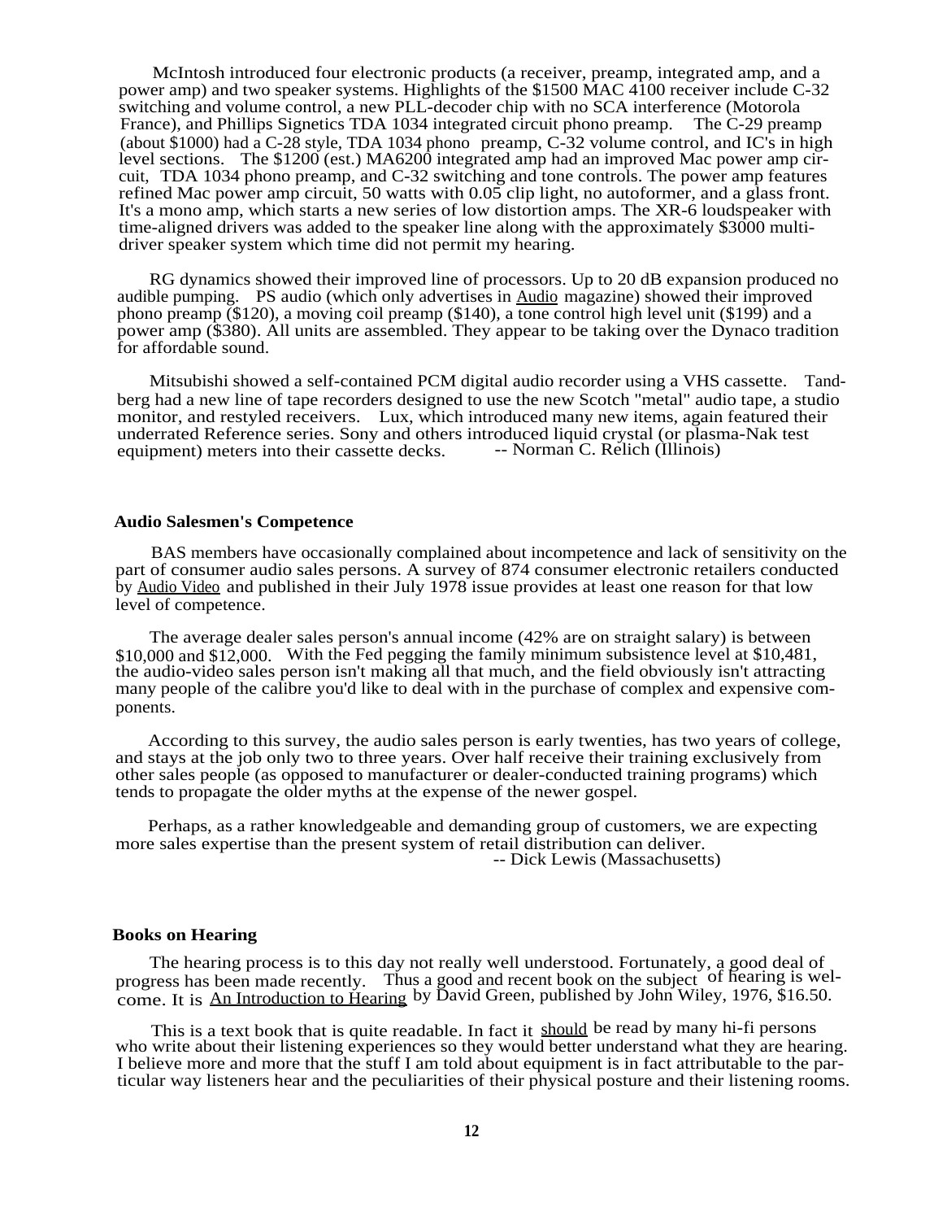McIntosh introduced four electronic products (a receiver, preamp, integrated amp, and a power amp) and two speaker systems. Highlights of the $1500 MAC 4100 receiver include C-32 switching and volume control, a new PLL-decoder chip with no SCA interference (Motorola France), and Phillips Signetics TDA 1034 integrated circuit phono preamp. The C-29 preamp (about $1000) had a C-28 style, TDA 1034 phono preamp, C-32 volume control, and IC's in high level sections. The $1200 (est.) MA6200 integrated amp had an improved Mac power amp circuit, TDA 1034 phono preamp, and C-32 switching and tone controls. The power amp features refined Mac power amp circuit, 50 watts with 0.05 clip light, no autoformer, and a glass front. It's a mono amp, which starts a new series of low distortion amps. The XR-6 loudspeaker with time-aligned drivers was added to the speaker line along with the approximately $3000 multi-driver speaker system which time did not permit my hearing.

RG dynamics showed their improved line of processors. Up to 20 dB expansion produced no audible pumping. PS audio (which only advertises in Audio magazine) showed their improved phono preamp ($120), a moving coil preamp ($140), a tone control high level unit ($199) and a power amp ($380). All units are assembled. They appear to be taking over the Dynaco tradition for affordable sound.

Mitsubishi showed a self-contained PCM digital audio recorder using a VHS cassette. Tandberg had a new line of tape recorders designed to use the new Scotch "metal" audio tape, a studio monitor, and restyled receivers. Lux, which introduced many new items, again featured their underrated Reference series. Sony and others introduced liquid crystal (or plasma-Nak test equipment) meters into their cassette decks. -- Norman C. Relich (Illinois)

### Audio Salesmen's Competence

BAS members have occasionally complained about incompetence and lack of sensitivity on the part of consumer audio sales persons. A survey of 874 consumer electronic retailers conducted by Audio Video and published in their July 1978 issue provides at least one reason for that low level of competence.

The average dealer sales person's annual income (42% are on straight salary) is between $10,000 and $12,000. With the Fed pegging the family minimum subsistence level at $10,481, the audio-video sales person isn't making all that much, and the field obviously isn't attracting many people of the calibre you'd like to deal with in the purchase of complex and expensive components.

According to this survey, the audio sales person is early twenties, has two years of college, and stays at the job only two to three years. Over half receive their training exclusively from other sales people (as opposed to manufacturer or dealer-conducted training programs) which tends to propagate the older myths at the expense of the newer gospel.

Perhaps, as a rather knowledgeable and demanding group of customers, we are expecting more sales expertise than the present system of retail distribution can deliver.
-- Dick Lewis (Massachusetts)

### Books on Hearing

The hearing process is to this day not really well understood. Fortunately, a good deal of progress has been made recently. Thus a good and recent book on the subject of hearing is welcome. It is An Introduction to Hearing by David Green, published by John Wiley, 1976, $16.50.

This is a text book that is quite readable. In fact it should be read by many hi-fi persons who write about their listening experiences so they would better understand what they are hearing. I believe more and more that the stuff I am told about equipment is in fact attributable to the particular way listeners hear and the peculiarities of their physical posture and their listening rooms.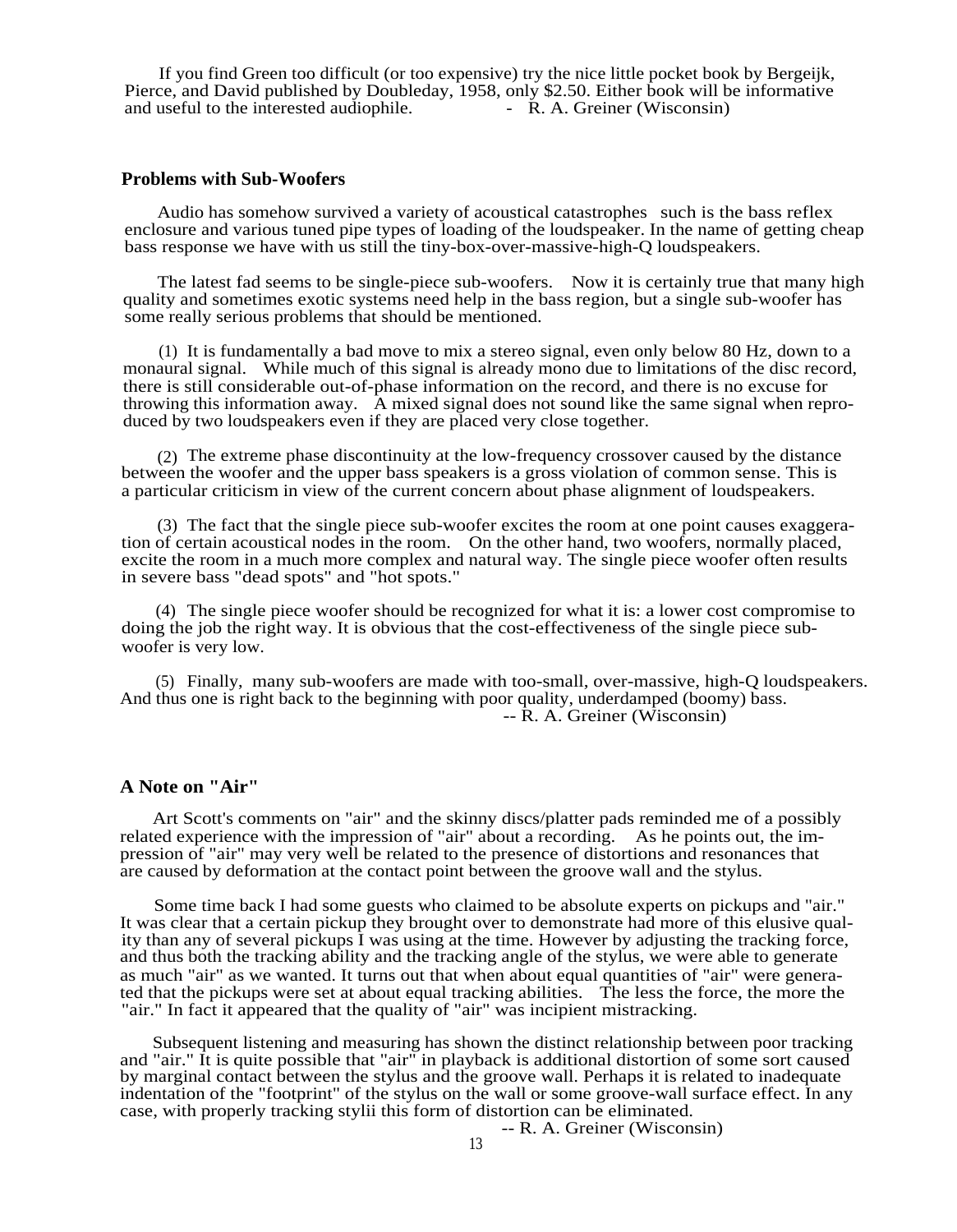If you find Green too difficult (or too expensive) try the nice little pocket book by Bergeijk, Pierce, and David published by Doubleday, 1958, only $2.50. Either book will be informative and useful to the interested audiophile. - R. A. Greiner (Wisconsin)

### Problems with Sub-Woofers

Audio has somehow survived a variety of acoustical catastrophes such is the bass reflex enclosure and various tuned pipe types of loading of the loudspeaker. In the name of getting cheap bass response we have with us still the tiny-box-over-massive-high-Q loudspeakers.

The latest fad seems to be single-piece sub-woofers. Now it is certainly true that many high quality and sometimes exotic systems need help in the bass region, but a single sub-woofer has some really serious problems that should be mentioned.

(1) It is fundamentally a bad move to mix a stereo signal, even only below 80 Hz, down to a monaural signal. While much of this signal is already mono due to limitations of the disc record, there is still considerable out-of-phase information on the record, and there is no excuse for throwing this information away. A mixed signal does not sound like the same signal when reproduced by two loudspeakers even if they are placed very close together.

(2) The extreme phase discontinuity at the low-frequency crossover caused by the distance between the woofer and the upper bass speakers is a gross violation of common sense. This is a particular criticism in view of the current concern about phase alignment of loudspeakers.

(3) The fact that the single piece sub-woofer excites the room at one point causes exaggeration of certain acoustical nodes in the room. On the other hand, two woofers, normally placed, excite the room in a much more complex and natural way. The single piece woofer often results in severe bass "dead spots" and "hot spots."

(4) The single piece woofer should be recognized for what it is: a lower cost compromise to doing the job the right way. It is obvious that the cost-effectiveness of the single piece sub-woofer is very low.

(5) Finally, many sub-woofers are made with too-small, over-massive, high-Q loudspeakers. And thus one is right back to the beginning with poor quality, underdamped (boomy) bass.

-- R. A. Greiner (Wisconsin)

### A Note on "Air"

Art Scott's comments on "air" and the skinny discs/platter pads reminded me of a possibly related experience with the impression of "air" about a recording. As he points out, the impression of "air" may very well be related to the presence of distortions and resonances that are caused by deformation at the contact point between the groove wall and the stylus.

Some time back I had some guests who claimed to be absolute experts on pickups and "air." It was clear that a certain pickup they brought over to demonstrate had more of this elusive quality than any of several pickups I was using at the time. However by adjusting the tracking force, and thus both the tracking ability and the tracking angle of the stylus, we were able to generate as much "air" as we wanted. It turns out that when about equal quantities of "air" were generated that the pickups were set at about equal tracking abilities. The less the force, the more the "air." In fact it appeared that the quality of "air" was incipient mistracking.

Subsequent listening and measuring has shown the distinct relationship between poor tracking and "air." It is quite possible that "air" in playback is additional distortion of some sort caused by marginal contact between the stylus and the groove wall. Perhaps it is related to inadequate indentation of the "footprint" of the stylus on the wall or some groove-wall surface effect. In any case, with properly tracking stylii this form of distortion can be eliminated.

-- R. A. Greiner (Wisconsin)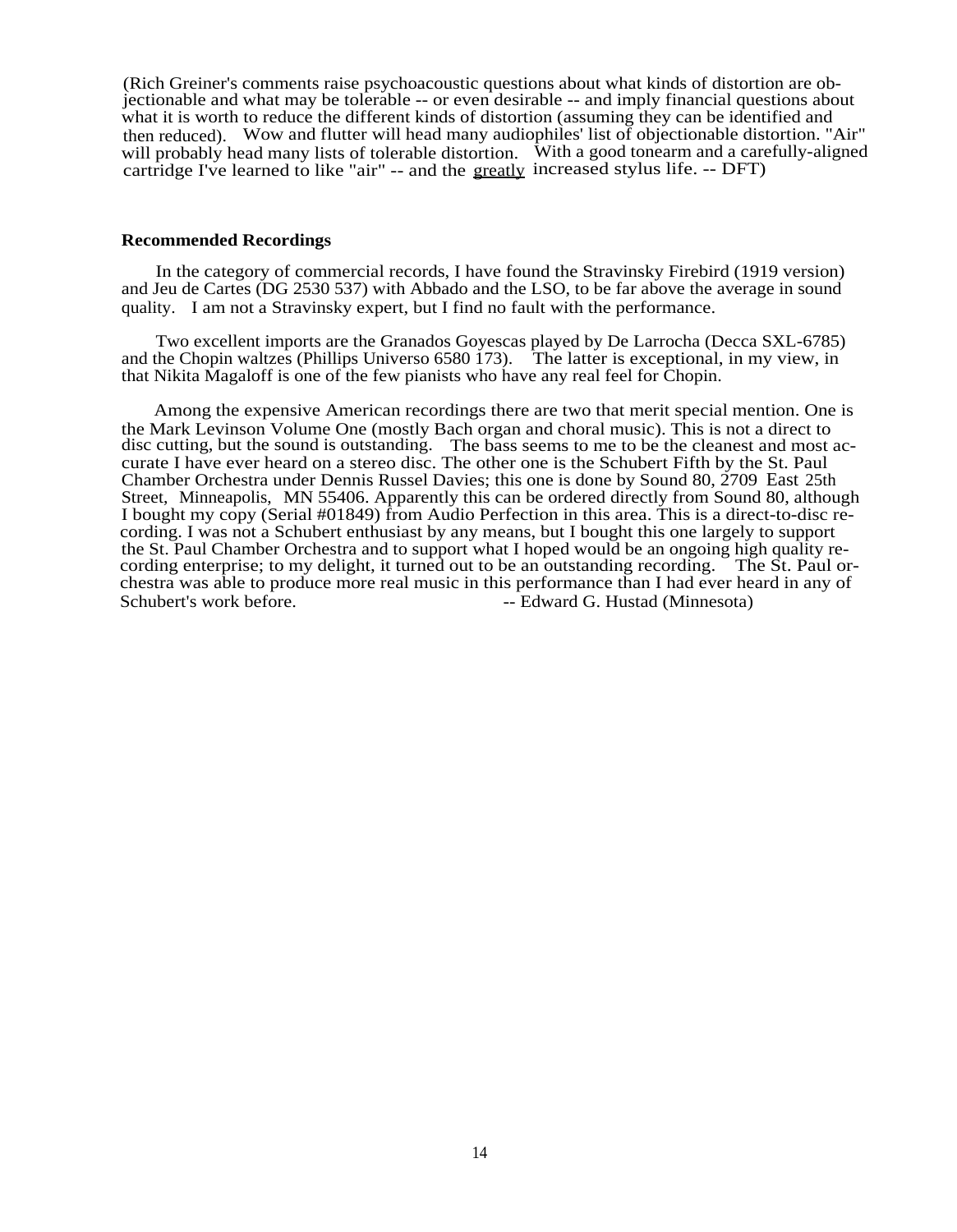(Rich Greiner's comments raise psychoacoustic questions about what kinds of distortion are objectionable and what may be tolerable -- or even desirable -- and imply financial questions about what it is worth to reduce the different kinds of distortion (assuming they can be identified and then reduced). Wow and flutter will head many audiophiles' list of objectionable distortion. "Air" will probably head many lists of tolerable distortion. With a good tonearm and a carefully-aligned cartridge I've learned to like "air" -- and the greatly increased stylus life. -- DFT)

**Recommended Recordings**

In the category of commercial records, I have found the Stravinsky Firebird (1919 version) and Jeu de Cartes (DG 2530 537) with Abbado and the LSO, to be far above the average in sound quality. I am not a Stravinsky expert, but I find no fault with the performance.

Two excellent imports are the Granados Goyescas played by De Larrocha (Decca SXL-6785) and the Chopin waltzes (Phillips Universo 6580 173). The latter is exceptional, in my view, in that Nikita Magaloff is one of the few pianists who have any real feel for Chopin.

Among the expensive American recordings there are two that merit special mention. One is the Mark Levinson Volume One (mostly Bach organ and choral music). This is not a direct to disc cutting, but the sound is outstanding. The bass seems to me to be the cleanest and most accurate I have ever heard on a stereo disc. The other one is the Schubert Fifth by the St. Paul Chamber Orchestra under Dennis Russel Davies; this one is done by Sound 80, 2709 East 25th Street, Minneapolis, MN 55406. Apparently this can be ordered directly from Sound 80, although I bought my copy (Serial #01849) from Audio Perfection in this area. This is a direct-to-disc recording. I was not a Schubert enthusiast by any means, but I bought this one largely to support the St. Paul Chamber Orchestra and to support what I hoped would be an ongoing high quality recording enterprise; to my delight, it turned out to be an outstanding recording. The St. Paul orchestra was able to produce more real music in this performance than I had ever heard in any of Schubert's work before. -- Edward G. Hustad (Minnesota)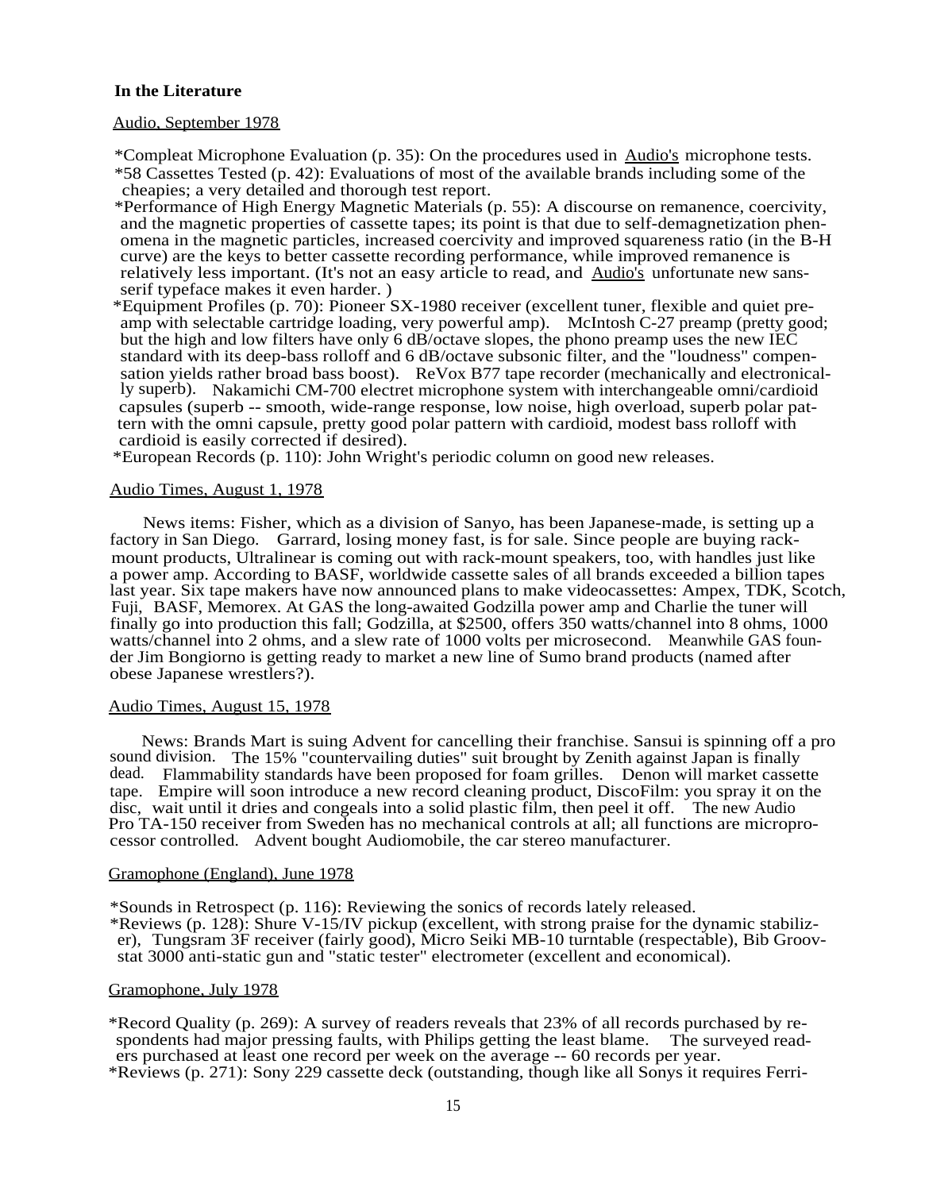## In the Literature

Audio, September 1978

*Compleat Microphone Evaluation (p. 35): On the procedures used in Audio's microphone tests.
*58 Cassettes Tested (p. 42): Evaluations of most of the available brands including some of the cheapies; a very detailed and thorough test report.
*Performance of High Energy Magnetic Materials (p. 55): A discourse on remanence, coercivity, and the magnetic properties of cassette tapes; its point is that due to self-demagnetization phenomena in the magnetic particles, increased coercivity and improved squareness ratio (in the B-H curve) are the keys to better cassette recording performance, while improved remanence is relatively less important. (It's not an easy article to read, and Audio's unfortunate new sans-serif typeface makes it even harder. )
*Equipment Profiles (p. 70): Pioneer SX-1980 receiver (excellent tuner, flexible and quiet preamp with selectable cartridge loading, very powerful amp). McIntosh C-27 preamp (pretty good; but the high and low filters have only 6 dB/octave slopes, the phono preamp uses the new IEC standard with its deep-bass rolloff and 6 dB/octave subsonic filter, and the "loudness" compensation yields rather broad bass boost). ReVox B77 tape recorder (mechanically and electronically superb). Nakamichi CM-700 electret microphone system with interchangeable omni/cardioid capsules (superb -- smooth, wide-range response, low noise, high overload, superb polar pattern with the omni capsule, pretty good polar pattern with cardioid, modest bass rolloff with cardioid is easily corrected if desired).
*European Records (p. 110): John Wright's periodic column on good new releases.

Audio Times, August 1, 1978

News items: Fisher, which as a division of Sanyo, has been Japanese-made, is setting up a factory in San Diego. Garrard, losing money fast, is for sale. Since people are buying rack-mount products, Ultralinear is coming out with rack-mount speakers, too, with handles just like a power amp. According to BASF, worldwide cassette sales of all brands exceeded a billion tapes last year. Six tape makers have now announced plans to make videocassettes: Ampex, TDK, Scotch, Fuji, BASF, Memorex. At GAS the long-awaited Godzilla power amp and Charlie the tuner will finally go into production this fall; Godzilla, at $2500, offers 350 watts/channel into 8 ohms, 1000 watts/channel into 2 ohms, and a slew rate of 1000 volts per microsecond. Meanwhile GAS founder Jim Bongiorno is getting ready to market a new line of Sumo brand products (named after obese Japanese wrestlers?).

Audio Times, August 15, 1978

News: Brands Mart is suing Advent for cancelling their franchise. Sansui is spinning off a pro sound division. The 15% "countervailing duties" suit brought by Zenith against Japan is finally dead. Flammability standards have been proposed for foam grilles. Denon will market cassette tape. Empire will soon introduce a new record cleaning product, DiscoFilm: you spray it on the disc, wait until it dries and congeals into a solid plastic film, then peel it off. The new Audio Pro TA-150 receiver from Sweden has no mechanical controls at all; all functions are microprocessor controlled. Advent bought Audiomobile, the car stereo manufacturer.

Gramophone (England), June 1978

*Sounds in Retrospect (p. 116): Reviewing the sonics of records lately released.
*Reviews (p. 128): Shure V-15/IV pickup (excellent, with strong praise for the dynamic stabilizer), Tungsram 3F receiver (fairly good), Micro Seiki MB-10 turntable (respectable), Bib Groovstat 3000 anti-static gun and "static tester" electrometer (excellent and economical).

Gramophone, July 1978

*Record Quality (p. 269): A survey of readers reveals that 23% of all records purchased by respondents had major pressing faults, with Philips getting the least blame. The surveyed readers purchased at least one record per week on the average -- 60 records per year.
*Reviews (p. 271): Sony 229 cassette deck (outstanding, though like all Sonys it requires Ferri-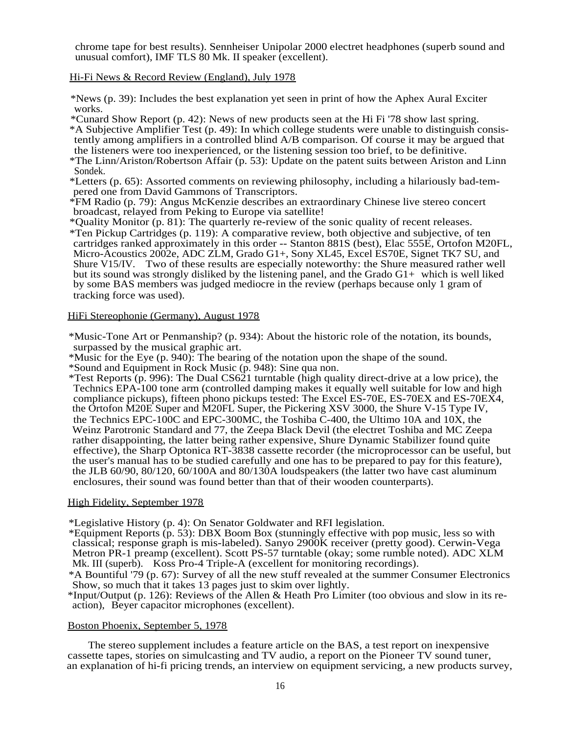chrome tape for best results). Sennheiser Unipolar 2000 electret headphones (superb sound and unusual comfort), IMF TLS 80 Mk. II speaker (excellent).

Hi-Fi News & Record Review (England), July 1978

*News (p. 39): Includes the best explanation yet seen in print of how the Aphex Aural Exciter works.
*Cunard Show Report (p. 42): News of new products seen at the Hi Fi '78 show last spring.
*A Subjective Amplifier Test (p. 49): In which college students were unable to distinguish consistently among amplifiers in a controlled blind A/B comparison. Of course it may be argued that the listeners were too inexperienced, or the listening session too brief, to be definitive.
*The Linn/Ariston/Robertson Affair (p. 53): Update on the patent suits between Ariston and Linn Sondek.
*Letters (p. 65): Assorted comments on reviewing philosophy, including a hilariously bad-tempered one from David Gammons of Transcriptors.
*FM Radio (p. 79): Angus McKenzie describes an extraordinary Chinese live stereo concert broadcast, relayed from Peking to Europe via satellite!
*Quality Monitor (p. 81): The quarterly re-review of the sonic quality of recent releases.
*Ten Pickup Cartridges (p. 119): A comparative review, both objective and subjective, of ten cartridges ranked approximately in this order -- Stanton 881S (best), Elac 555E, Ortofon M20FL, Micro-Acoustics 2002e, ADC ZLM, Grado G1+, Sony XL45, Excel ES70E, Signet TK7 SU, and Shure V15/IV. Two of these results are especially noteworthy: the Shure measured rather well but its sound was strongly disliked by the listening panel, and the Grado G1+ which is well liked by some BAS members was judged mediocre in the review (perhaps because only 1 gram of tracking force was used).

HiFi Stereophonie (Germany), August 1978

*Music-Tone Art or Penmanship? (p. 934): About the historic role of the notation, its bounds, surpassed by the musical graphic art.
*Music for the Eye (p. 940): The bearing of the notation upon the shape of the sound.
*Sound and Equipment in Rock Music (p. 948): Sine qua non.
*Test Reports (p. 996): The Dual CS621 turntable (high quality direct-drive at a low price), the Technics EPA-100 tone arm (controlled damping makes it equally well suitable for low and high compliance pickups), fifteen phono pickups tested: The Excel ES-70E, ES-70EX and ES-70EX4, the Ortofon M20E Super and M20FL Super, the Pickering XSV 3000, the Shure V-15 Type IV, the Technics EPC-100C and EPC-300MC, the Toshiba C-400, the Ultimo 10A and 10X, the Weinz Parotronic Standard and 77, the Zeepa Black Devil (the electret Toshiba and MC Zeepa rather disappointing, the latter being rather expensive, Shure Dynamic Stabilizer found quite effective), the Sharp Optonica RT-3838 cassette recorder (the microprocessor can be useful, but the user's manual has to be studied carefully and one has to be prepared to pay for this feature), the JLB 60/90, 80/120, 60/100A and 80/130A loudspeakers (the latter two have cast aluminum enclosures, their sound was found better than that of their wooden counterparts).

High Fidelity, September 1978

*Legislative History (p. 4): On Senator Goldwater and RFI legislation.
*Equipment Reports (p. 53): DBX Boom Box (stunningly effective with pop music, less so with classical; response graph is mis-labeled). Sanyo 2900K receiver (pretty good). Cerwin-Vega Metron PR-1 preamp (excellent). Scott PS-57 turntable (okay; some rumble noted). ADC XLM Mk. III (superb). Koss Pro-4 Triple-A (excellent for monitoring recordings).
*A Bountiful '79 (p. 67): Survey of all the new stuff revealed at the summer Consumer Electronics Show, so much that it takes 13 pages just to skim over lightly.
*Input/Output (p. 126): Reviews of the Allen & Heath Pro Limiter (too obvious and slow in its re-action), Beyer capacitor microphones (excellent).

Boston Phoenix, September 5, 1978

The stereo supplement includes a feature article on the BAS, a test report on inexpensive cassette tapes, stories on simulcasting and TV audio, a report on the Pioneer TV sound tuner, an explanation of hi-fi pricing trends, an interview on equipment servicing, a new products survey,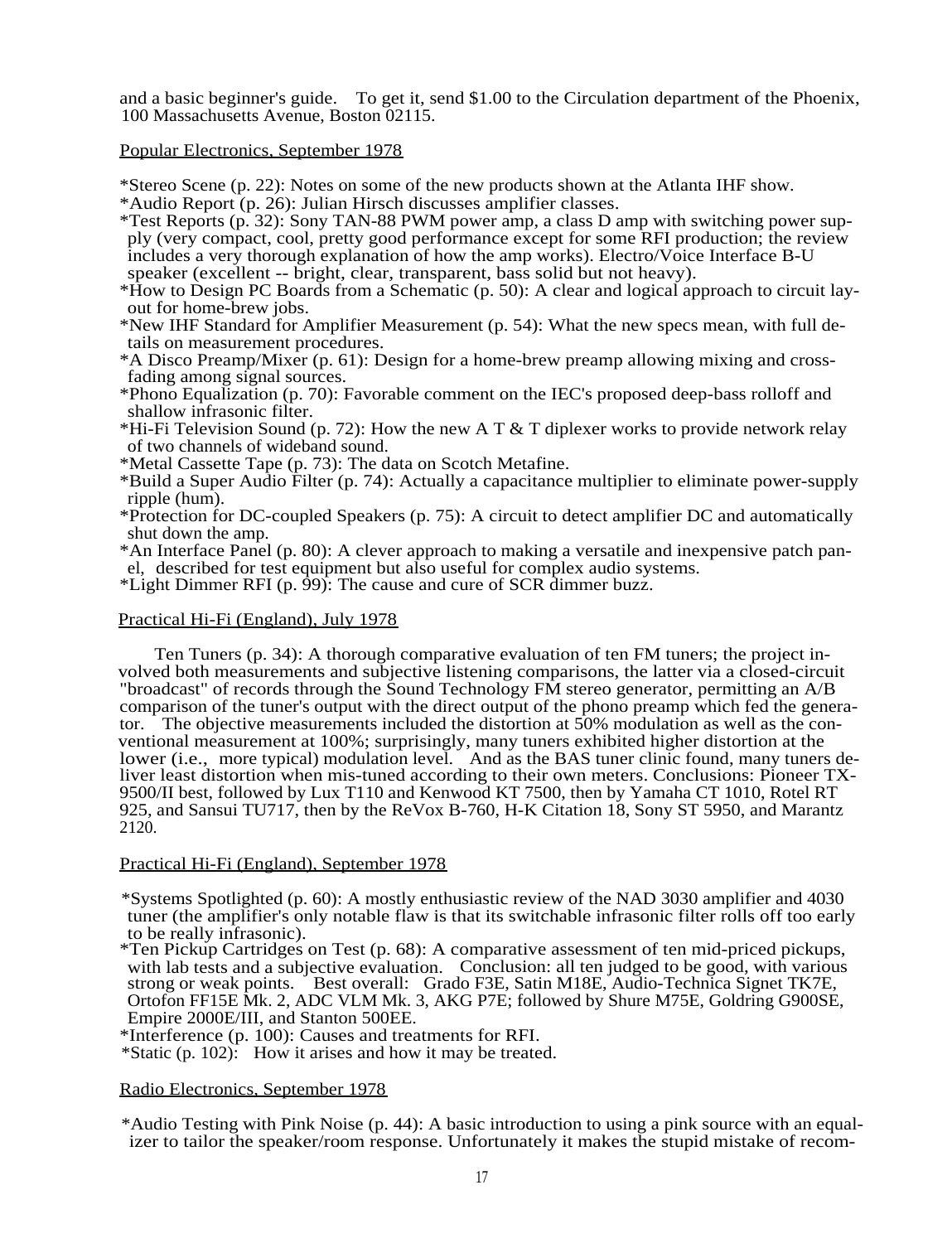and a basic beginner's guide. To get it, send $1.00 to the Circulation department of the Phoenix, 100 Massachusetts Avenue, Boston 02115.

Popular Electronics, September 1978

*Stereo Scene (p. 22): Notes on some of the new products shown at the Atlanta IHF show.
*Audio Report (p. 26): Julian Hirsch discusses amplifier classes.
*Test Reports (p. 32): Sony TAN-88 PWM power amp, a class D amp with switching power supply (very compact, cool, pretty good performance except for some RFI production; the review includes a very thorough explanation of how the amp works). Electro/Voice Interface B-U speaker (excellent -- bright, clear, transparent, bass solid but not heavy).
*How to Design PC Boards from a Schematic (p. 50): A clear and logical approach to circuit layout for home-brew jobs.
*New IHF Standard for Amplifier Measurement (p. 54): What the new specs mean, with full details on measurement procedures.
*A Disco Preamp/Mixer (p. 61): Design for a home-brew preamp allowing mixing and cross-fading among signal sources.
*Phono Equalization (p. 70): Favorable comment on the IEC's proposed deep-bass rolloff and shallow infrasonic filter.
*Hi-Fi Television Sound (p. 72): How the new A T & T diplexer works to provide network relay of two channels of wideband sound.
*Metal Cassette Tape (p. 73): The data on Scotch Metafine.
*Build a Super Audio Filter (p. 74): Actually a capacitance multiplier to eliminate power-supply ripple (hum).
*Protection for DC-coupled Speakers (p. 75): A circuit to detect amplifier DC and automatically shut down the amp.
*An Interface Panel (p. 80): A clever approach to making a versatile and inexpensive patch panel, described for test equipment but also useful for complex audio systems.
*Light Dimmer RFI (p. 99): The cause and cure of SCR dimmer buzz.

Practical Hi-Fi (England), July 1978

Ten Tuners (p. 34): A thorough comparative evaluation of ten FM tuners; the project involved both measurements and subjective listening comparisons, the latter via a closed-circuit "broadcast" of records through the Sound Technology FM stereo generator, permitting an A/B comparison of the tuner's output with the direct output of the phono preamp which fed the generator. The objective measurements included the distortion at 50% modulation as well as the conventional measurement at 100%; surprisingly, many tuners exhibited higher distortion at the lower (i.e., more typical) modulation level. And as the BAS tuner clinic found, many tuners deliver least distortion when mis-tuned according to their own meters. Conclusions: Pioneer TX-9500/II best, followed by Lux T110 and Kenwood KT 7500, then by Yamaha CT 1010, Rotel RT 925, and Sansui TU717, then by the ReVox B-760, H-K Citation 18, Sony ST 5950, and Marantz 2120.

Practical Hi-Fi (England), September 1978

*Systems Spotlighted (p. 60): A mostly enthusiastic review of the NAD 3030 amplifier and 4030 tuner (the amplifier's only notable flaw is that its switchable infrasonic filter rolls off too early to be really infrasonic).
*Ten Pickup Cartridges on Test (p. 68): A comparative assessment of ten mid-priced pickups, with lab tests and a subjective evaluation. Conclusion: all ten judged to be good, with various strong or weak points. Best overall: Grado F3E, Satin M18E, Audio-Technica Signet TK7E, Ortofon FF15E Mk. 2, ADC VLM Mk. 3, AKG P7E; followed by Shure M75E, Goldring G900SE, Empire 2000E/III, and Stanton 500EE.
*Interference (p. 100): Causes and treatments for RFI.
*Static (p. 102): How it arises and how it may be treated.

Radio Electronics, September 1978

*Audio Testing with Pink Noise (p. 44): A basic introduction to using a pink source with an equalizer to tailor the speaker/room response. Unfortunately it makes the stupid mistake of recom-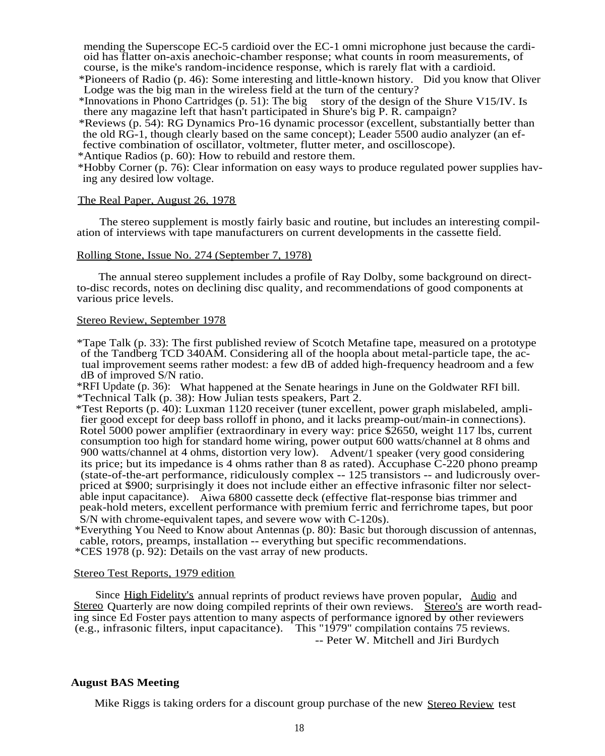mending the Superscope EC-5 cardioid over the EC-1 omni microphone just because the cardioid has flatter on-axis anechoic-chamber response; what counts in room measurements, of course, is the mike's random-incidence response, which is rarely flat with a cardioid.

*Pioneers of Radio (p. 46): Some interesting and little-known history. Did you know that Oliver Lodge was the big man in the wireless field at the turn of the century?

*Innovations in Phono Cartridges (p. 51): The big story of the design of the Shure V15/IV. Is there any magazine left that hasn't participated in Shure's big P. R. campaign?

*Reviews (p. 54): RG Dynamics Pro-16 dynamic processor (excellent, substantially better than the old RG-1, though clearly based on the same concept); Leader 5500 audio analyzer (an effective combination of oscillator, voltmeter, flutter meter, and oscilloscope).

*Antique Radios (p. 60): How to rebuild and restore them.

*Hobby Corner (p. 76): Clear information on easy ways to produce regulated power supplies having any desired low voltage.

The Real Paper, August 26, 1978

The stereo supplement is mostly fairly basic and routine, but includes an interesting compilation of interviews with tape manufacturers on current developments in the cassette field.

Rolling Stone, Issue No. 274 (September 7, 1978)

The annual stereo supplement includes a profile of Ray Dolby, some background on direct-to-disc records, notes on declining disc quality, and recommendations of good components at various price levels.

Stereo Review, September 1978

*Tape Talk (p. 33): The first published review of Scotch Metafine tape, measured on a prototype of the Tandberg TCD 340AM. Considering all of the hoopla about metal-particle tape, the actual improvement seems rather modest: a few dB of added high-frequency headroom and a few dB of improved S/N ratio.

*RFI Update (p. 36): What happened at the Senate hearings in June on the Goldwater RFI bill.

*Technical Talk (p. 38): How Julian tests speakers, Part 2.

*Test Reports (p. 40): Luxman 1120 receiver (tuner excellent, power graph mislabeled, amplifier good except for deep bass rolloff in phono, and it lacks preamp-out/main-in connections). Rotel 5000 power amplifier (extraordinary in every way: price $2650, weight 117 lbs, current consumption too high for standard home wiring, power output 600 watts/channel at 8 ohms and 900 watts/channel at 4 ohms, distortion very low). Advent/1 speaker (very good considering its price; but its impedance is 4 ohms rather than 8 as rated). Accuphase C-220 phono preamp (state-of-the-art performance, ridiculously complex -- 125 transistors -- and ludicrously overpriced at $900; surprisingly it does not include either an effective infrasonic filter nor selectable input capacitance). Aiwa 6800 cassette deck (effective flat-response bias trimmer and peak-hold meters, excellent performance with premium ferric and ferrichrome tapes, but poor S/N with chrome-equivalent tapes, and severe wow with C-120s).

*Everything You Need to Know about Antennas (p. 80): Basic but thorough discussion of antennas, cable, rotors, preamps, installation -- everything but specific recommendations.

*CES 1978 (p. 92): Details on the vast array of new products.

Stereo Test Reports, 1979 edition

Since High Fidelity's annual reprints of product reviews have proven popular, Audio and Stereo Quarterly are now doing compiled reprints of their own reviews. Stereo's are worth reading since Ed Foster pays attention to many aspects of performance ignored by other reviewers (e.g., infrasonic filters, input capacitance). This "1979" compilation contains 75 reviews.

-- Peter W. Mitchell and Jiri Burdych

**August BAS Meeting**

Mike Riggs is taking orders for a discount group purchase of the new Stereo Review test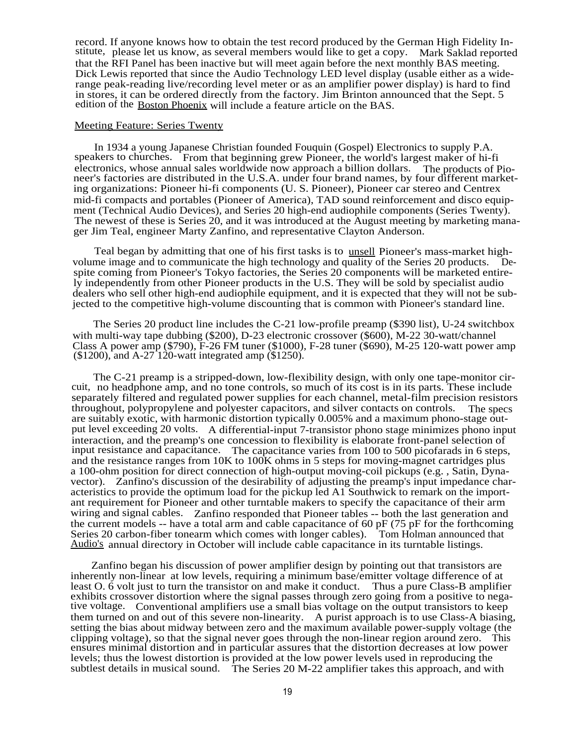record. If anyone knows how to obtain the test record produced by the German High Fidelity Institute, please let us know, as several members would like to get a copy. Mark Saklad reported that the RFI Panel has been inactive but will meet again before the next monthly BAS meeting. Dick Lewis reported that since the Audio Technology LED level display (usable either as a wide-range peak-reading live/recording level meter or as an amplifier power display) is hard to find in stores, it can be ordered directly from the factory. Jim Brinton announced that the Sept. 5 edition of the Boston Phoenix will include a feature article on the BAS.

## Meeting Feature: Series Twenty

In 1934 a young Japanese Christian founded Fouquin (Gospel) Electronics to supply P.A. speakers to churches. From that beginning grew Pioneer, the world's largest maker of hi-fi electronics, whose annual sales worldwide now approach a billion dollars. The products of Pioneer's factories are distributed in the U.S.A. under four brand names, by four different marketing organizations: Pioneer hi-fi components (U. S. Pioneer), Pioneer car stereo and Centrex mid-fi compacts and portables (Pioneer of America), TAD sound reinforcement and disco equipment (Technical Audio Devices), and Series 20 high-end audiophile components (Series Twenty). The newest of these is Series 20, and it was introduced at the August meeting by marketing manager Jim Teal, engineer Marty Zanfino, and representative Clayton Anderson.

Teal began by admitting that one of his first tasks is to unsell Pioneer's mass-market high-volume image and to communicate the high technology and quality of the Series 20 products. Despite coming from Pioneer's Tokyo factories, the Series 20 components will be marketed entirely independently from other Pioneer products in the U.S. They will be sold by specialist audio dealers who sell other high-end audiophile equipment, and it is expected that they will not be subjected to the competitive high-volume discounting that is common with Pioneer's standard line.

The Series 20 product line includes the C-21 low-profile preamp ($390 list), U-24 switchbox with multi-way tape dubbing ($200), D-23 electronic crossover ($600), M-22 30-watt/channel Class A power amp ($790), F-26 FM tuner ($1000), F-28 tuner ($690), M-25 120-watt power amp ($1200), and A-27 120-watt integrated amp ($1250).

The C-21 preamp is a stripped-down, low-flexibility design, with only one tape-monitor circuit, no headphone amp, and no tone controls, so much of its cost is in its parts. These include separately filtered and regulated power supplies for each channel, metal-film precision resistors throughout, polypropylene and polyester capacitors, and silver contacts on controls. The specs are suitably exotic, with harmonic distortion typically 0.005% and a maximum phono-stage output level exceeding 20 volts. A differential-input 7-transistor phono stage minimizes phono input interaction, and the preamp's one concession to flexibility is elaborate front-panel selection of input resistance and capacitance. The capacitance varies from 100 to 500 picofarads in 6 steps, and the resistance ranges from 10K to 100K ohms in 5 steps for moving-magnet cartridges plus a 100-ohm position for direct connection of high-output moving-coil pickups (e.g. , Satin, Dynavector). Zanfino's discussion of the desirability of adjusting the preamp's input impedance characteristics to provide the optimum load for the pickup led A1 Southwick to remark on the important requirement for Pioneer and other turntable makers to specify the capacitance of their arm wiring and signal cables. Zanfino responded that Pioneer tables -- both the last generation and the current models -- have a total arm and cable capacitance of 60 pF (75 pF for the forthcoming Series 20 carbon-fiber tonearm which comes with longer cables). Tom Holman announced that Audio's annual directory in October will include cable capacitance in its turntable listings.

Zanfino began his discussion of power amplifier design by pointing out that transistors are inherently non-linear at low levels, requiring a minimum base/emitter voltage difference of at least O. 6 volt just to turn the transistor on and make it conduct. Thus a pure Class-B amplifier exhibits crossover distortion where the signal passes through zero going from a positive to negative voltage. Conventional amplifiers use a small bias voltage on the output transistors to keep them turned on and out of this severe non-linearity. A purist approach is to use Class-A biasing, setting the bias about midway between zero and the maximum available power-supply voltage (the clipping voltage), so that the signal never goes through the non-linear region around zero. This ensures minimal distortion and in particular assures that the distortion decreases at low power levels; thus the lowest distortion is provided at the low power levels used in reproducing the subtlest details in musical sound. The Series 20 M-22 amplifier takes this approach, and with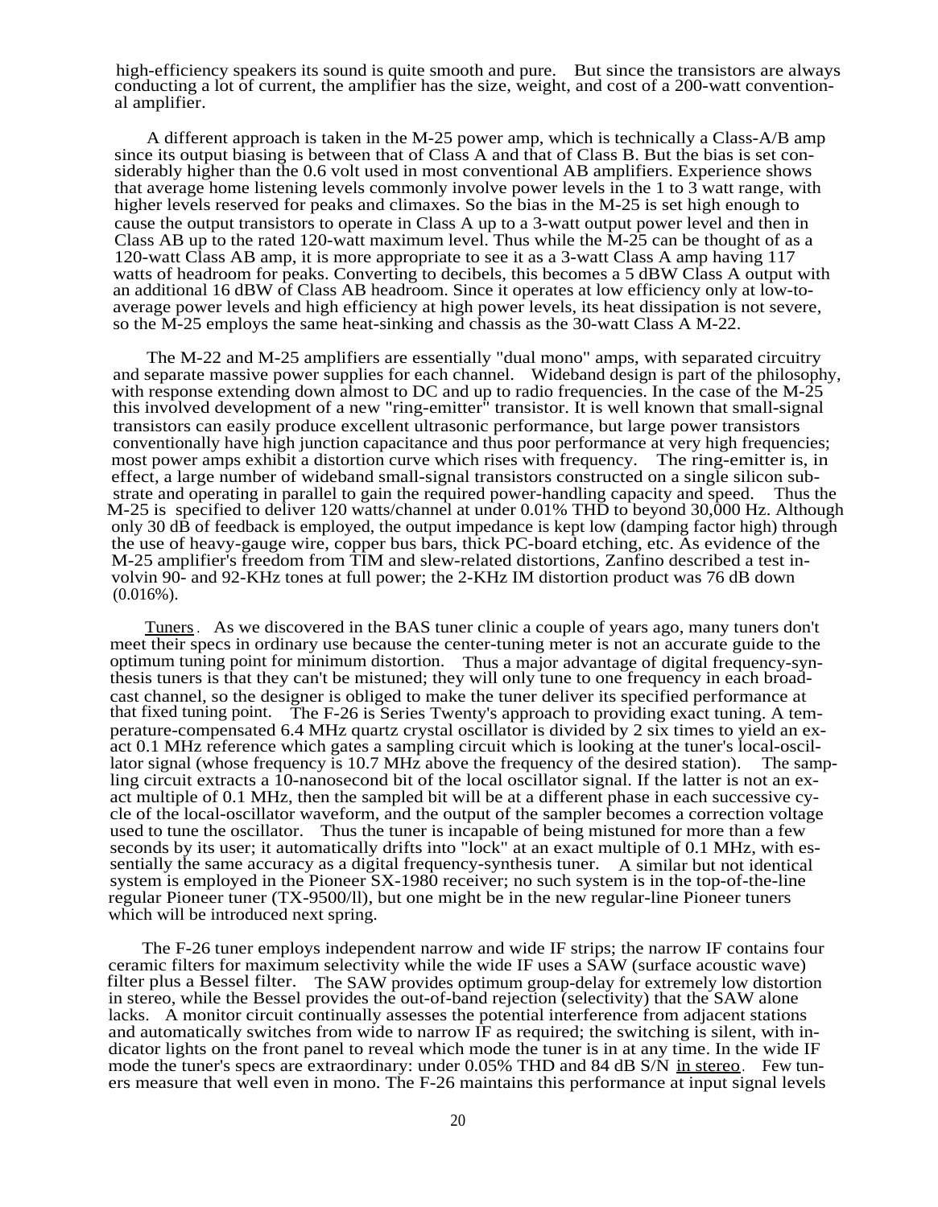high-efficiency speakers its sound is quite smooth and pure. But since the transistors are always conducting a lot of current, the amplifier has the size, weight, and cost of a 200-watt conventional amplifier.

A different approach is taken in the M-25 power amp, which is technically a Class-A/B amp since its output biasing is between that of Class A and that of Class B. But the bias is set considerably higher than the 0.6 volt used in most conventional AB amplifiers. Experience shows that average home listening levels commonly involve power levels in the 1 to 3 watt range, with higher levels reserved for peaks and climaxes. So the bias in the M-25 is set high enough to cause the output transistors to operate in Class A up to a 3-watt output power level and then in Class AB up to the rated 120-watt maximum level. Thus while the M-25 can be thought of as a 120-watt Class AB amp, it is more appropriate to see it as a 3-watt Class A amp having 117 watts of headroom for peaks. Converting to decibels, this becomes a 5 dBW Class A output with an additional 16 dBW of Class AB headroom. Since it operates at low efficiency only at low-to-average power levels and high efficiency at high power levels, its heat dissipation is not severe, so the M-25 employs the same heat-sinking and chassis as the 30-watt Class A M-22.

The M-22 and M-25 amplifiers are essentially "dual mono" amps, with separated circuitry and separate massive power supplies for each channel. Wideband design is part of the philosophy, with response extending down almost to DC and up to radio frequencies. In the case of the M-25 this involved development of a new "ring-emitter" transistor. It is well known that small-signal transistors can easily produce excellent ultrasonic performance, but large power transistors conventionally have high junction capacitance and thus poor performance at very high frequencies; most power amps exhibit a distortion curve which rises with frequency. The ring-emitter is, in effect, a large number of wideband small-signal transistors constructed on a single silicon substrate and operating in parallel to gain the required power-handling capacity and speed. Thus the M-25 is specified to deliver 120 watts/channel at under 0.01% THD to beyond 30,000 Hz. Although only 30 dB of feedback is employed, the output impedance is kept low (damping factor high) through the use of heavy-gauge wire, copper bus bars, thick PC-board etching, etc. As evidence of the M-25 amplifier's freedom from TIM and slew-related distortions, Zanfino described a test involvin 90- and 92-KHz tones at full power; the 2-KHz IM distortion product was 76 dB down (0.016%).

Tuners. As we discovered in the BAS tuner clinic a couple of years ago, many tuners don't meet their specs in ordinary use because the center-tuning meter is not an accurate guide to the optimum tuning point for minimum distortion. Thus a major advantage of digital frequency-synthesis tuners is that they can't be mistuned; they will only tune to one frequency in each broadcast channel, so the designer is obliged to make the tuner deliver its specified performance at that fixed tuning point. The F-26 is Series Twenty's approach to providing exact tuning. A temperature-compensated 6.4 MHz quartz crystal oscillator is divided by 2 six times to yield an exact 0.1 MHz reference which gates a sampling circuit which is looking at the tuner's local-oscillator signal (whose frequency is 10.7 MHz above the frequency of the desired station). The sampling circuit extracts a 10-nanosecond bit of the local oscillator signal. If the latter is not an exact multiple of 0.1 MHz, then the sampled bit will be at a different phase in each successive cycle of the local-oscillator waveform, and the output of the sampler becomes a correction voltage used to tune the oscillator. Thus the tuner is incapable of being mistuned for more than a few seconds by its user; it automatically drifts into "lock" at an exact multiple of 0.1 MHz, with essentially the same accuracy as a digital frequency-synthesis tuner. A similar but not identical system is employed in the Pioneer SX-1980 receiver; no such system is in the top-of-the-line regular Pioneer tuner (TX-9500/ll), but one might be in the new regular-line Pioneer tuners which will be introduced next spring.

The F-26 tuner employs independent narrow and wide IF strips; the narrow IF contains four ceramic filters for maximum selectivity while the wide IF uses a SAW (surface acoustic wave) filter plus a Bessel filter. The SAW provides optimum group-delay for extremely low distortion in stereo, while the Bessel provides the out-of-band rejection (selectivity) that the SAW alone lacks. A monitor circuit continually assesses the potential interference from adjacent stations and automatically switches from wide to narrow IF as required; the switching is silent, with indicator lights on the front panel to reveal which mode the tuner is in at any time. In the wide IF mode the tuner's specs are extraordinary: under 0.05% THD and 84 dB S/N in stereo. Few tuners measure that well even in mono. The F-26 maintains this performance at input signal levels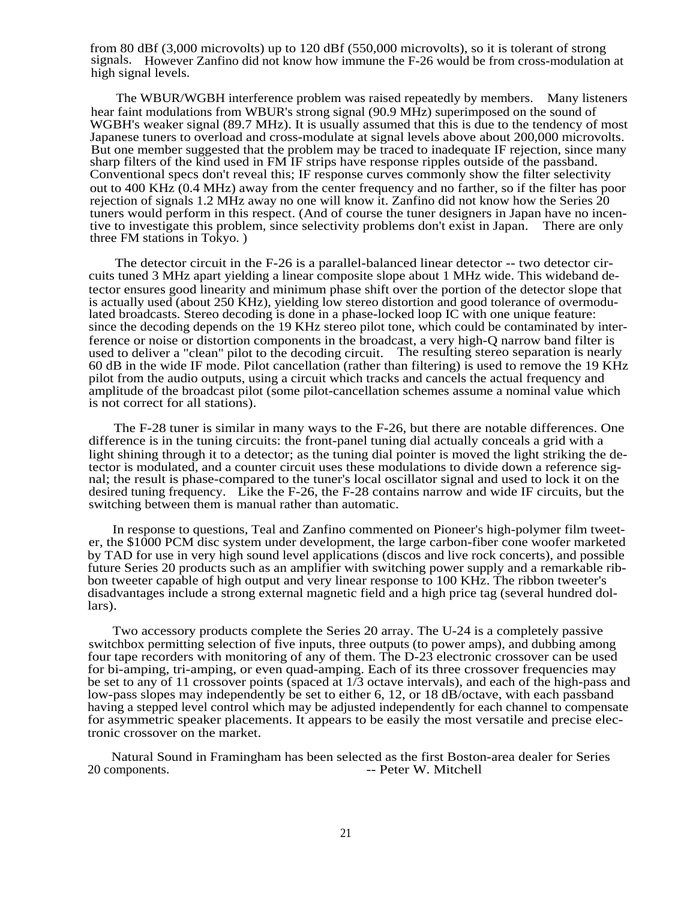from 80 dBf (3,000 microvolts) up to 120 dBf (550,000 microvolts), so it is tolerant of strong signals. However Zanfino did not know how immune the F-26 would be from cross-modulation at high signal levels.

The WBUR/WGBH interference problem was raised repeatedly by members. Many listeners hear faint modulations from WBUR's strong signal (90.9 MHz) superimposed on the sound of WGBH's weaker signal (89.7 MHz). It is usually assumed that this is due to the tendency of most Japanese tuners to overload and cross-modulate at signal levels above about 200,000 microvolts. But one member suggested that the problem may be traced to inadequate IF rejection, since many sharp filters of the kind used in FM IF strips have response ripples outside of the passband. Conventional specs don't reveal this; IF response curves commonly show the filter selectivity out to 400 KHz (0.4 MHz) away from the center frequency and no farther, so if the filter has poor rejection of signals 1.2 MHz away no one will know it. Zanfino did not know how the Series 20 tuners would perform in this respect. (And of course the tuner designers in Japan have no incentive to investigate this problem, since selectivity problems don't exist in Japan. There are only three FM stations in Tokyo. )

The detector circuit in the F-26 is a parallel-balanced linear detector -- two detector circuits tuned 3 MHz apart yielding a linear composite slope about 1 MHz wide. This wideband detector ensures good linearity and minimum phase shift over the portion of the detector slope that is actually used (about 250 KHz), yielding low stereo distortion and good tolerance of overmodulated broadcasts. Stereo decoding is done in a phase-locked loop IC with one unique feature: since the decoding depends on the 19 KHz stereo pilot tone, which could be contaminated by interference or noise or distortion components in the broadcast, a very high-Q narrow band filter is used to deliver a "clean" pilot to the decoding circuit. The resulting stereo separation is nearly 60 dB in the wide IF mode. Pilot cancellation (rather than filtering) is used to remove the 19 KHz pilot from the audio outputs, using a circuit which tracks and cancels the actual frequency and amplitude of the broadcast pilot (some pilot-cancellation schemes assume a nominal value which is not correct for all stations).

The F-28 tuner is similar in many ways to the F-26, but there are notable differences. One difference is in the tuning circuits: the front-panel tuning dial actually conceals a grid with a light shining through it to a detector; as the tuning dial pointer is moved the light striking the detector is modulated, and a counter circuit uses these modulations to divide down a reference signal; the result is phase-compared to the tuner's local oscillator signal and used to lock it on the desired tuning frequency. Like the F-26, the F-28 contains narrow and wide IF circuits, but the switching between them is manual rather than automatic.

In response to questions, Teal and Zanfino commented on Pioneer's high-polymer film tweeter, the $1000 PCM disc system under development, the large carbon-fiber cone woofer marketed by TAD for use in very high sound level applications (discos and live rock concerts), and possible future Series 20 products such as an amplifier with switching power supply and a remarkable ribbon tweeter capable of high output and very linear response to 100 KHz. The ribbon tweeter's disadvantages include a strong external magnetic field and a high price tag (several hundred dollars).

Two accessory products complete the Series 20 array. The U-24 is a completely passive switchbox permitting selection of five inputs, three outputs (to power amps), and dubbing among four tape recorders with monitoring of any of them. The D-23 electronic crossover can be used for bi-amping, tri-amping, or even quad-amping. Each of its three crossover frequencies may be set to any of 11 crossover points (spaced at 1/3 octave intervals), and each of the high-pass and low-pass slopes may independently be set to either 6, 12, or 18 dB/octave, with each passband having a stepped level control which may be adjusted independently for each channel to compensate for asymmetric speaker placements. It appears to be easily the most versatile and precise electronic crossover on the market.

Natural Sound in Framingham has been selected as the first Boston-area dealer for Series 20 components.

-- Peter W. Mitchell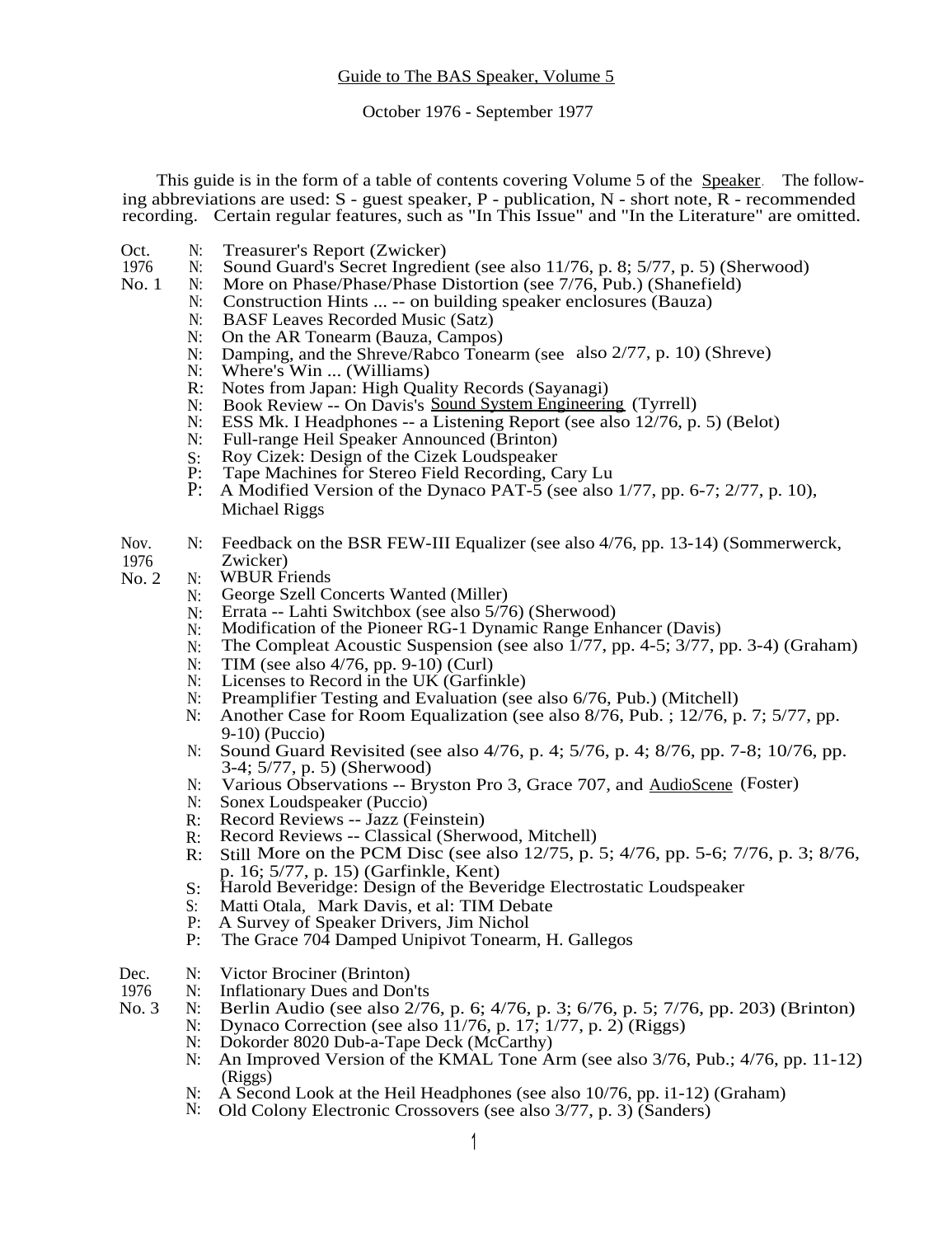Guide to The BAS Speaker, Volume 5

October 1976 - September 1977

This guide is in the form of a table of contents covering Volume 5 of the Speaker. The following abbreviations are used: S - guest speaker, P - publication, N - short note, R - recommended recording. Certain regular features, such as "In This Issue" and "In the Literature" are omitted.

**Oct. 1976 No. 1**

- N: Treasurer's Report (Zwicker)
- N: Sound Guard's Secret Ingredient (see also 11/76, p. 8; 5/77, p. 5) (Sherwood)
- N: More on Phase/Phase/Phase Distortion (see 7/76, Pub.) (Shanefield)
- N: Construction Hints ... -- on building speaker enclosures (Bauza)
- N: BASF Leaves Recorded Music (Satz)
- N: On the AR Tonearm (Bauza, Campos)
- N: Damping, and the Shreve/Rabco Tonearm (see also 2/77, p. 10) (Shreve)
- N: Where's Win ... (Williams)
- R: Notes from Japan: High Quality Records (Sayanagi)
- N: Book Review -- On Davis's Sound System Engineering (Tyrrell)
- N: ESS Mk. I Headphones -- a Listening Report (see also 12/76, p. 5) (Belot)
- N: Full-range Heil Speaker Announced (Brinton)
- S: Roy Cizek: Design of the Cizek Loudspeaker
- P: Tape Machines for Stereo Field Recording, Cary Lu
- P: A Modified Version of the Dynaco PAT-5 (see also 1/77, pp. 6-7; 2/77, p. 10), Michael Riggs

**Nov. 1976 No. 2**

- N: Feedback on the BSR FEW-III Equalizer (see also 4/76, pp. 13-14) (Sommerwerck, Zwicker)
- N: WBUR Friends
- N: George Szell Concerts Wanted (Miller)
- N: Errata -- Lahti Switchbox (see also 5/76) (Sherwood)
- N: Modification of the Pioneer RG-1 Dynamic Range Enhancer (Davis)
- N: The Compleat Acoustic Suspension (see also 1/77, pp. 4-5; 3/77, pp. 3-4) (Graham)
- N: TIM (see also 4/76, pp. 9-10) (Curl)
- N: Licenses to Record in the UK (Garfinkle)
- N: Preamplifier Testing and Evaluation (see also 6/76, Pub.) (Mitchell)
- N: Another Case for Room Equalization (see also 8/76, Pub. ; 12/76, p. 7; 5/77, pp. 9-10) (Puccio)
- N: Sound Guard Revisited (see also 4/76, p. 4; 5/76, p. 4; 8/76, pp. 7-8; 10/76, pp. 3-4; 5/77, p. 5) (Sherwood)
- N: Various Observations -- Bryston Pro 3, Grace 707, and AudioScene (Foster)
- N: Sonex Loudspeaker (Puccio)
- R: Record Reviews -- Jazz (Feinstein)
- R: Record Reviews -- Classical (Sherwood, Mitchell)
- R: Still More on the PCM Disc (see also 12/75, p. 5; 4/76, pp. 5-6; 7/76, p. 3; 8/76, p. 16; 5/77, p. 15) (Garfinkle, Kent)
- S: Harold Beveridge: Design of the Beveridge Electrostatic Loudspeaker
- S: Matti Otala, Mark Davis, et al: TIM Debate
- P: A Survey of Speaker Drivers, Jim Nichol
- P: The Grace 704 Damped Unipivot Tonearm, H. Gallegos

**Dec. 1976 No. 3**

- N: Victor Brociner (Brinton)
- N: Inflationary Dues and Don'ts
- N: Berlin Audio (see also 2/76, p. 6; 4/76, p. 3; 6/76, p. 5; 7/76, pp. 203) (Brinton)
- N: Dynaco Correction (see also 11/76, p. 17; 1/77, p. 2) (Riggs)
- N: Dokorder 8020 Dub-a-Tape Deck (McCarthy)
- N: An Improved Version of the KMAL Tone Arm (see also 3/76, Pub.; 4/76, pp. 11-12) (Riggs)
- N: A Second Look at the Heil Headphones (see also 10/76, pp. i1-12) (Graham)
- N: Old Colony Electronic Crossovers (see also 3/77, p. 3) (Sanders)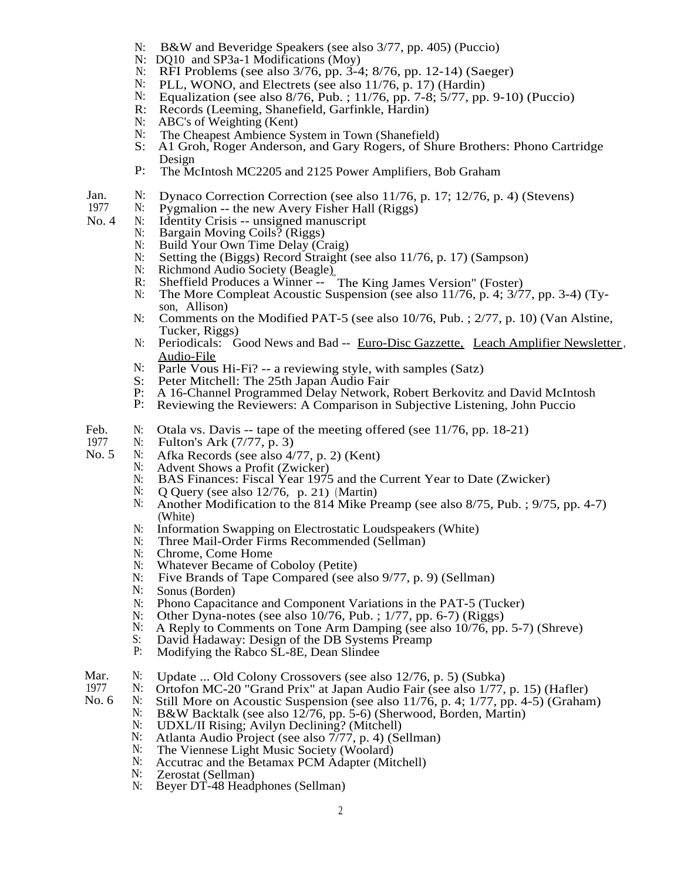N: B&W and Beveridge Speakers (see also 3/77, pp. 405) (Puccio)
N: DQ10 and SP3a-1 Modifications (Moy)
N: RFI Problems (see also 3/76, pp. 3-4; 8/76, pp. 12-14) (Saeger)
N: PLL, WONO, and Electrets (see also 11/76, p. 17) (Hardin)
N: Equalization (see also 8/76, Pub. ; 11/76, pp. 7-8; 5/77, pp. 9-10) (Puccio)
R: Records (Leeming, Shanefield, Garfinkle, Hardin)
N: ABC's of Weighting (Kent)
N: The Cheapest Ambience System in Town (Shanefield)
S: A1 Groh, Roger Anderson, and Gary Rogers, of Shure Brothers: Phono Cartridge Design
P: The McIntosh MC2205 and 2125 Power Amplifiers, Bob Graham

Jan. 1977 No. 4
N: Dynaco Correction Correction (see also 11/76, p. 17; 12/76, p. 4) (Stevens)
N: Pygmalion -- the new Avery Fisher Hall (Riggs)
N: Identity Crisis -- unsigned manuscript
N: Bargain Moving Coils? (Riggs)
N: Build Your Own Time Delay (Craig)
N: Setting the (Biggs) Record Straight (see also 11/76, p. 17) (Sampson)
N: Richmond Audio Society (Beagle)
R: Sheffield Produces a Winner -- "The King James Version" (Foster)
N: The More Compleat Acoustic Suspension (see also 11/76, p. 4; 3/77, pp. 3-4) (Tyson, Allison)
N: Comments on the Modified PAT-5 (see also 10/76, Pub. ; 2/77, p. 10) (Van Alstine, Tucker, Riggs)
N: Periodicals: Good News and Bad -- Euro-Disc Gazzette, Leach Amplifier Newsletter, Audio-File
N: Parle Vous Hi-Fi? -- a reviewing style, with samples (Satz)
S: Peter Mitchell: The 25th Japan Audio Fair
P: A 16-Channel Programmed Delay Network, Robert Berkovitz and David McIntosh
P: Reviewing the Reviewers: A Comparison in Subjective Listening, John Puccio

Feb. 1977 No. 5
N: Otala vs. Davis -- tape of the meeting offered (see 11/76, pp. 18-21)
N: Fulton's Ark (7/77, p. 3)
N: Afka Records (see also 4/77, p. 2) (Kent)
N: Advent Shows a Profit (Zwicker)
N: BAS Finances: Fiscal Year 1975 and the Current Year to Date (Zwicker)
N: Q Query (see also 12/76, p. 21) (Martin)
N: Another Modification to the 814 Mike Preamp (see also 8/75, Pub. ; 9/75, pp. 4-7) (White)
N: Information Swapping on Electrostatic Loudspeakers (White)
N: Three Mail-Order Firms Recommended (Sellman)
N: Chrome, Come Home
N: Whatever Became of Coboloy (Petite)
N: Five Brands of Tape Compared (see also 9/77, p. 9) (Sellman)
N: Sonus (Borden)
N: Phono Capacitance and Component Variations in the PAT-5 (Tucker)
N: Other Dyna-notes (see also 10/76, Pub. ; 1/77, pp. 6-7) (Riggs)
N: A Reply to Comments on Tone Arm Damping (see also 10/76, pp. 5-7) (Shreve)
S: David Hadaway: Design of the DB Systems Preamp
P: Modifying the Rabco SL-8E, Dean Slindee

Mar. 1977 No. 6
N: Update ... Old Colony Crossovers (see also 12/76, p. 5) (Subka)
N: Ortofon MC-20 "Grand Prix" at Japan Audio Fair (see also 1/77, p. 15) (Hafler)
N: Still More on Acoustic Suspension (see also 11/76, p. 4; 1/77, pp. 4-5) (Graham)
N: B&W Backtalk (see also 12/76, pp. 5-6) (Sherwood, Borden, Martin)
N: UDXL/II Rising; Avilyn Declining? (Mitchell)
N: Atlanta Audio Project (see also 7/77, p. 4) (Sellman)
N: The Viennese Light Music Society (Woolard)
N: Accutrac and the Betamax PCM Adapter (Mitchell)
N: Zerostat (Sellman)
N: Beyer DT-48 Headphones (Sellman)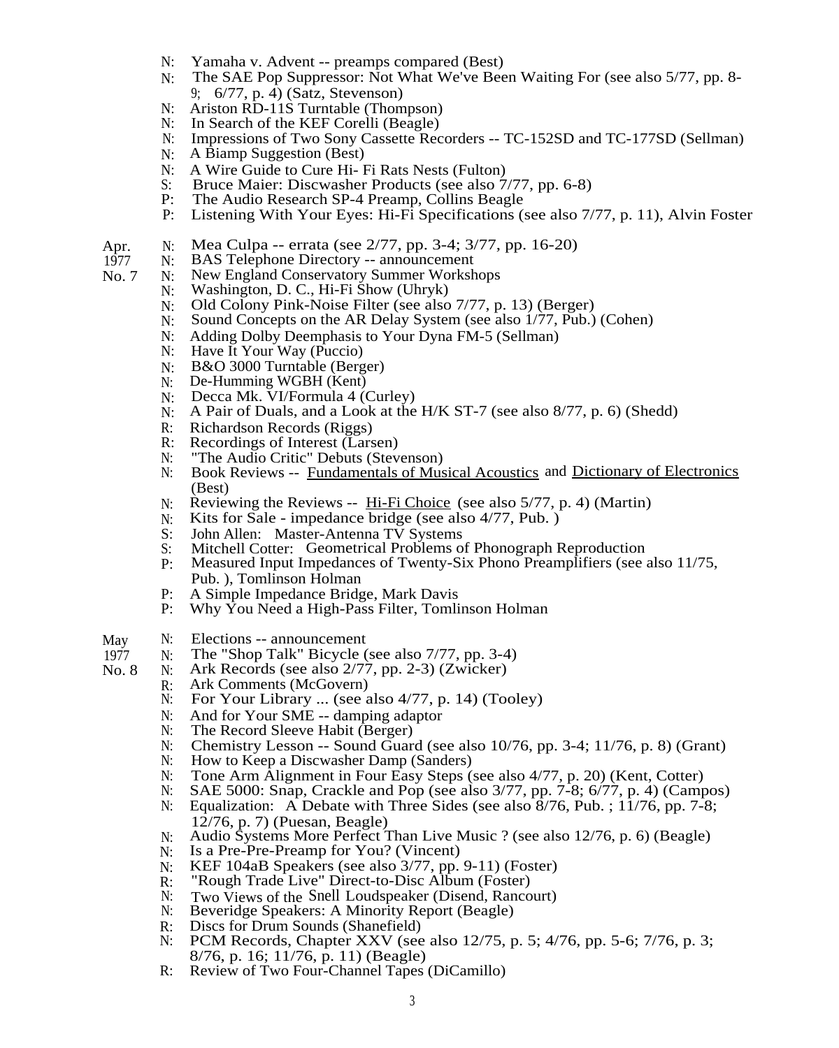N: Yamaha v. Advent -- preamps compared (Best)
N: The SAE Pop Suppressor: Not What We've Been Waiting For (see also 5/77, pp. 8-9; 6/77, p. 4) (Satz, Stevenson)
N: Ariston RD-11S Turntable (Thompson)
N: In Search of the KEF Corelli (Beagle)
N: Impressions of Two Sony Cassette Recorders -- TC-152SD and TC-177SD (Sellman)
N: A Biamp Suggestion (Best)
N: A Wire Guide to Cure Hi- Fi Rats Nests (Fulton)
S: Bruce Maier: Discwasher Products (see also 7/77, pp. 6-8)
P: The Audio Research SP-4 Preamp, Collins Beagle
P: Listening With Your Eyes: Hi-Fi Specifications (see also 7/77, p. 11), Alvin Foster

Apr. 1977 No. 7

N: Mea Culpa -- errata (see 2/77, pp. 3-4; 3/77, pp. 16-20)
N: BAS Telephone Directory -- announcement
N: New England Conservatory Summer Workshops
N: Washington, D. C., Hi-Fi Show (Uhryk)
N: Old Colony Pink-Noise Filter (see also 7/77, p. 13) (Berger)
N: Sound Concepts on the AR Delay System (see also 1/77, Pub.) (Cohen)
N: Adding Dolby Deemphasis to Your Dyna FM-5 (Sellman)
N: Have It Your Way (Puccio)
N: B&O 3000 Turntable (Berger)
N: De-Humming WGBH (Kent)
N: Decca Mk. VI/Formula 4 (Curley)
N: A Pair of Duals, and a Look at the H/K ST-7 (see also 8/77, p. 6) (Shedd)
R: Richardson Records (Riggs)
R: Recordings of Interest (Larsen)
N: "The Audio Critic" Debuts (Stevenson)
N: Book Reviews -- Fundamentals of Musical Acoustics and Dictionary of Electronics (Best)
N: Reviewing the Reviews -- Hi-Fi Choice (see also 5/77, p. 4) (Martin)
N: Kits for Sale - impedance bridge (see also 4/77, Pub. )
S: John Allen: Master-Antenna TV Systems
S: Mitchell Cotter: Geometrical Problems of Phonograph Reproduction
P: Measured Input Impedances of Twenty-Six Phono Preamplifiers (see also 11/75, Pub. ), Tomlinson Holman
P: A Simple Impedance Bridge, Mark Davis
P: Why You Need a High-Pass Filter, Tomlinson Holman

May 1977 No. 8

N: Elections -- announcement
N: The "Shop Talk" Bicycle (see also 7/77, pp. 3-4)
N: Ark Records (see also 2/77, pp. 2-3) (Zwicker)
R: Ark Comments (McGovern)
N: For Your Library ... (see also 4/77, p. 14) (Tooley)
N: And for Your SME -- damping adaptor
N: The Record Sleeve Habit (Berger)
N: Chemistry Lesson -- Sound Guard (see also 10/76, pp. 3-4; 11/76, p. 8) (Grant)
N: How to Keep a Discwasher Damp (Sanders)
N: Tone Arm Alignment in Four Easy Steps (see also 4/77, p. 20) (Kent, Cotter)
N: SAE 5000: Snap, Crackle and Pop (see also 3/77, pp. 7-8; 6/77, p. 4) (Campos)
N: Equalization: A Debate with Three Sides (see also 8/76, Pub. ; 11/76, pp. 7-8; 12/76, p. 7) (Puesan, Beagle)
N: Audio Systems More Perfect Than Live Music ? (see also 12/76, p. 6) (Beagle)
N: Is a Pre-Pre-Preamp for You? (Vincent)
N: KEF 104aB Speakers (see also 3/77, pp. 9-11) (Foster)
R: "Rough Trade Live" Direct-to-Disc Album (Foster)
N: Two Views of the Snell Loudspeaker (Disend, Rancourt)
N: Beveridge Speakers: A Minority Report (Beagle)
R: Discs for Drum Sounds (Shanefield)
N: PCM Records, Chapter XXV (see also 12/75, p. 5; 4/76, pp. 5-6; 7/76, p. 3; 8/76, p. 16; 11/76, p. 11) (Beagle)
R: Review of Two Four-Channel Tapes (DiCamillo)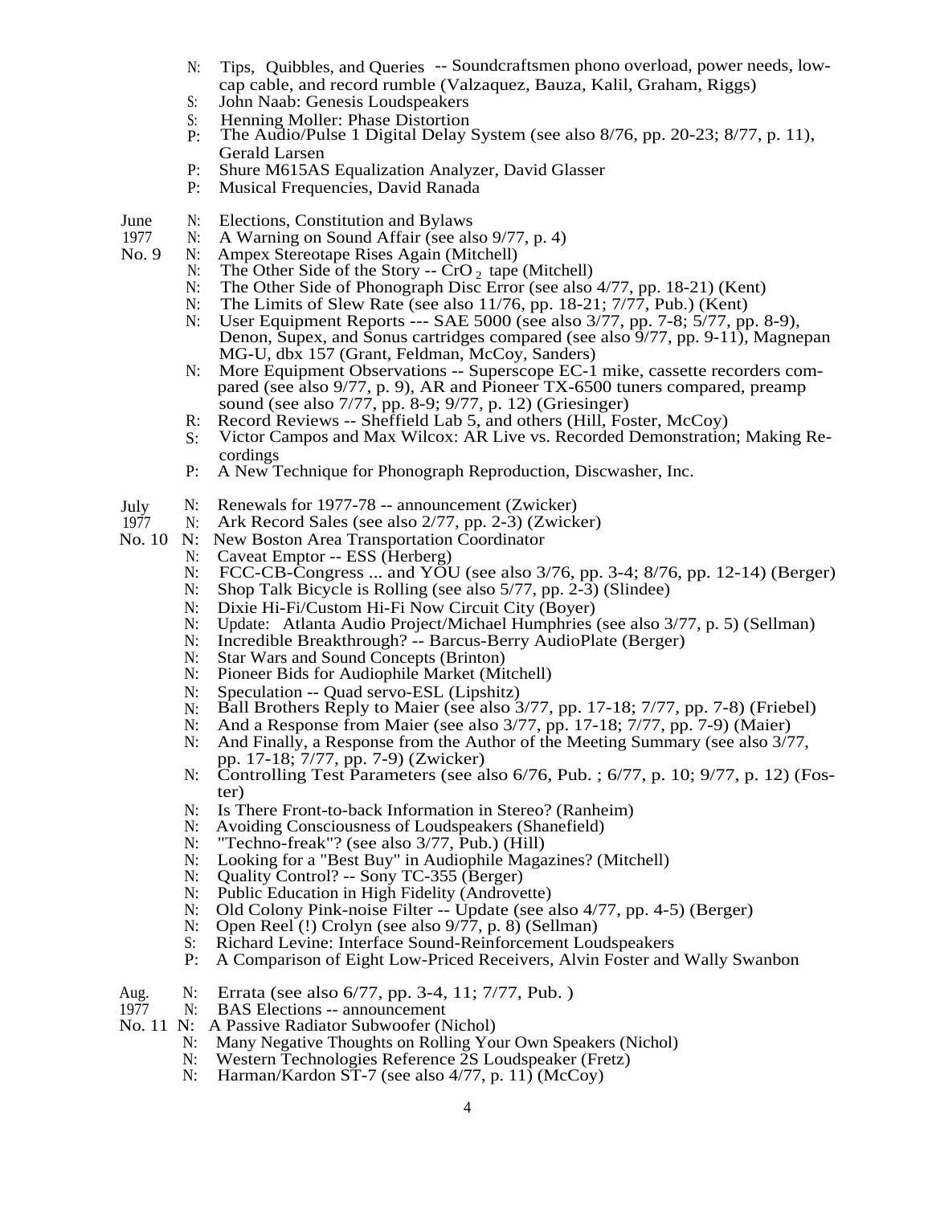N: Tips, Quibbles, and Queries -- Soundcraftsmen phono overload, power needs, low-cap cable, and record rumble (Valzaquez, Bauza, Kalil, Graham, Riggs)
S: John Naab: Genesis Loudspeakers
S: Henning Moller: Phase Distortion
P: The Audio/Pulse 1 Digital Delay System (see also 8/76, pp. 20-23; 8/77, p. 11), Gerald Larsen
P: Shure M615AS Equalization Analyzer, David Glasser
P: Musical Frequencies, David Ranada

June 1977 No. 9
N: Elections, Constitution and Bylaws
N: A Warning on Sound Affair (see also 9/77, p. 4)
N: Ampex Stereotape Rises Again (Mitchell)
N: The Other Side of the Story -- $CrO_2$ tape (Mitchell)
N: The Other Side of Phonograph Disc Error (see also 4/77, pp. 18-21) (Kent)
N: The Limits of Slew Rate (see also 11/76, pp. 18-21; 7/77, Pub.) (Kent)
N: User Equipment Reports --- SAE 5000 (see also 3/77, pp. 7-8; 5/77, pp. 8-9), Denon, Supex, and Sonus cartridges compared (see also 9/77, pp. 9-11), Magnepan MG-U, dbx 157 (Grant, Feldman, McCoy, Sanders)
N: More Equipment Observations -- Superscope EC-1 mike, cassette recorders compared (see also 9/77, p. 9), AR and Pioneer TX-6500 tuners compared, preamp sound (see also 7/77, pp. 8-9; 9/77, p. 12) (Griesinger)
R: Record Reviews -- Sheffield Lab 5, and others (Hill, Foster, McCoy)
S: Victor Campos and Max Wilcox: AR Live vs. Recorded Demonstration; Making Recordings
P: A New Technique for Phonograph Reproduction, Discwasher, Inc.

July 1977 No. 10
N: Renewals for 1977-78 -- announcement (Zwicker)
N: Ark Record Sales (see also 2/77, pp. 2-3) (Zwicker)
N: New Boston Area Transportation Coordinator
N: Caveat Emptor -- ESS (Herberg)
N: FCC-CB-Congress ... and YOU (see also 3/76, pp. 3-4; 8/76, pp. 12-14) (Berger)
N: Shop Talk Bicycle is Rolling (see also 5/77, pp. 2-3) (Slindee)
N: Dixie Hi-Fi/Custom Hi-Fi Now Circuit City (Boyer)
N: Update: Atlanta Audio Project/Michael Humphries (see also 3/77, p. 5) (Sellman)
N: Incredible Breakthrough? -- Barcus-Berry AudioPlate (Berger)
N: Star Wars and Sound Concepts (Brinton)
N: Pioneer Bids for Audiophile Market (Mitchell)
N: Speculation -- Quad servo-ESL (Lipshitz)
N: Ball Brothers Reply to Maier (see also 3/77, pp. 17-18; 7/77, pp. 7-8) (Friebel)
N: And a Response from Maier (see also 3/77, pp. 17-18; 7/77, pp. 7-9) (Maier)
N: And Finally, a Response from the Author of the Meeting Summary (see also 3/77, pp. 17-18; 7/77, pp. 7-9) (Zwicker)
N: Controlling Test Parameters (see also 6/76, Pub. ; 6/77, p. 10; 9/77, p. 12) (Foster)
N: Is There Front-to-back Information in Stereo? (Ranheim)
N: Avoiding Consciousness of Loudspeakers (Shanefield)
N: "Techno-freak"? (see also 3/77, Pub.) (Hill)
N: Looking for a "Best Buy" in Audiophile Magazines? (Mitchell)
N: Quality Control? -- Sony TC-355 (Berger)
N: Public Education in High Fidelity (Androvette)
N: Old Colony Pink-noise Filter -- Update (see also 4/77, pp. 4-5) (Berger)
N: Open Reel (!) Crolyn (see also 9/77, p. 8) (Sellman)
S: Richard Levine: Interface Sound-Reinforcement Loudspeakers
P: A Comparison of Eight Low-Priced Receivers, Alvin Foster and Wally Swanbon

Aug. 1977 No. 11
N: Errata (see also 6/77, pp. 3-4, 11; 7/77, Pub. )
N: BAS Elections -- announcement
N: A Passive Radiator Subwoofer (Nichol)
N: Many Negative Thoughts on Rolling Your Own Speakers (Nichol)
N: Western Technologies Reference 2S Loudspeaker (Fretz)
N: Harman/Kardon ST-7 (see also 4/77, p. 11) (McCoy)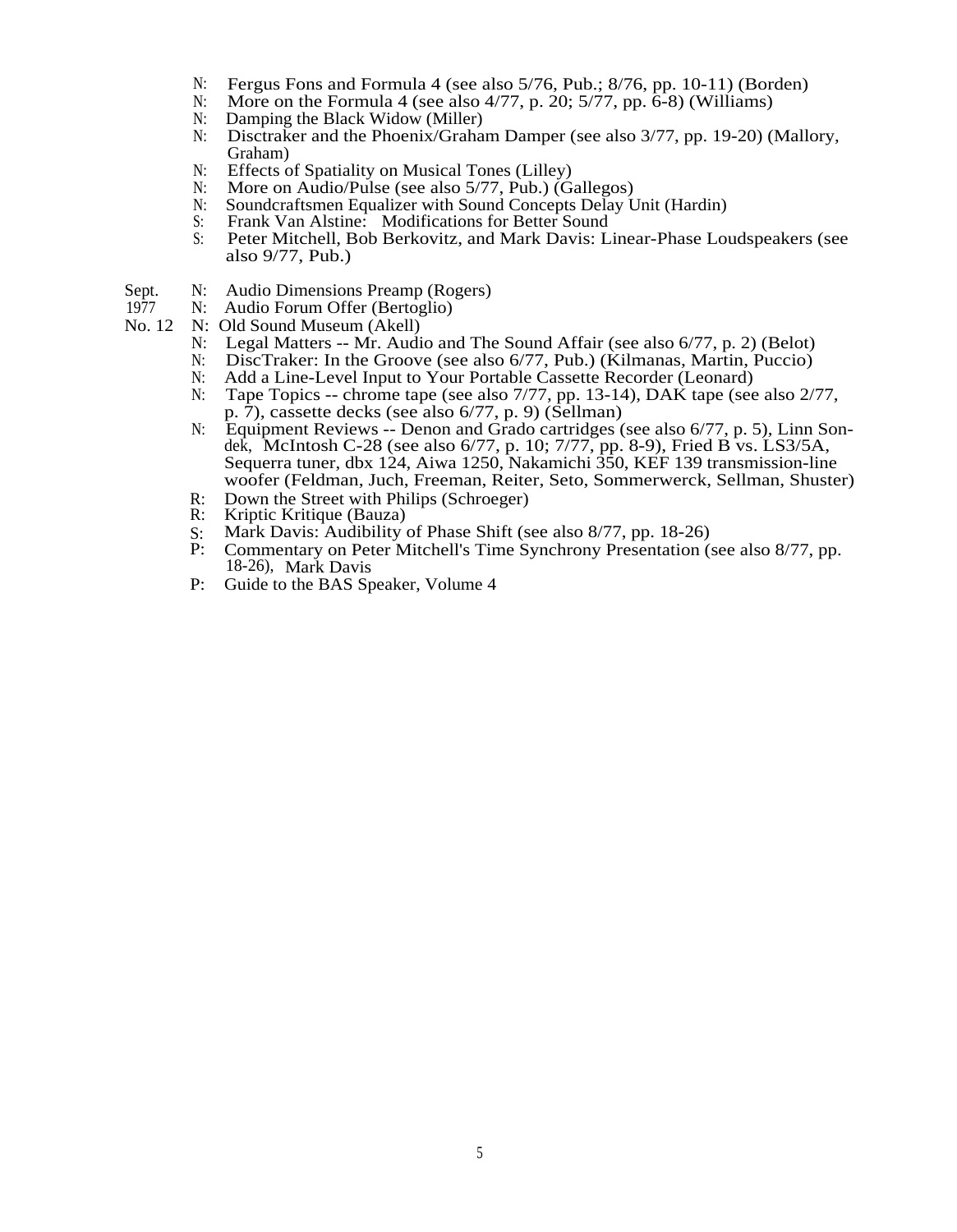N: Fergus Fons and Formula 4 (see also 5/76, Pub.; 8/76, pp. 10-11) (Borden)
N: More on the Formula 4 (see also 4/77, p. 20; 5/77, pp. 6-8) (Williams)
N: Damping the Black Widow (Miller)
N: Disctraker and the Phoenix/Graham Damper (see also 3/77, pp. 19-20) (Mallory, Graham)
N: Effects of Spatiality on Musical Tones (Lilley)
N: More on Audio/Pulse (see also 5/77, Pub.) (Gallegos)
N: Soundcraftsmen Equalizer with Sound Concepts Delay Unit (Hardin)
S: Frank Van Alstine: Modifications for Better Sound
S: Peter Mitchell, Bob Berkovitz, and Mark Davis: Linear-Phase Loudspeakers (see also 9/77, Pub.)

Sept. 1977 No. 12

N: Audio Dimensions Preamp (Rogers)
N: Audio Forum Offer (Bertoglio)
N: Old Sound Museum (Akell)
N: Legal Matters -- Mr. Audio and The Sound Affair (see also 6/77, p. 2) (Belot)
N: DiscTraker: In the Groove (see also 6/77, Pub.) (Kilmanas, Martin, Puccio)
N: Add a Line-Level Input to Your Portable Cassette Recorder (Leonard)
N: Tape Topics -- chrome tape (see also 7/77, pp. 13-14), DAK tape (see also 2/77, p. 7), cassette decks (see also 6/77, p. 9) (Sellman)
N: Equipment Reviews -- Denon and Grado cartridges (see also 6/77, p. 5), Linn Sondek, McIntosh C-28 (see also 6/77, p. 10; 7/77, pp. 8-9), Fried B vs. LS3/5A, Sequerra tuner, dbx 124, Aiwa 1250, Nakamichi 350, KEF 139 transmission-line woofer (Feldman, Juch, Freeman, Reiter, Seto, Sommerwerck, Sellman, Shuster)
R: Down the Street with Philips (Schroeger)
R: Kriptic Kritique (Bauza)
S: Mark Davis: Audibility of Phase Shift (see also 8/77, pp. 18-26)
P: Commentary on Peter Mitchell's Time Synchrony Presentation (see also 8/77, pp. 18-26), Mark Davis
P: Guide to the BAS Speaker, Volume 4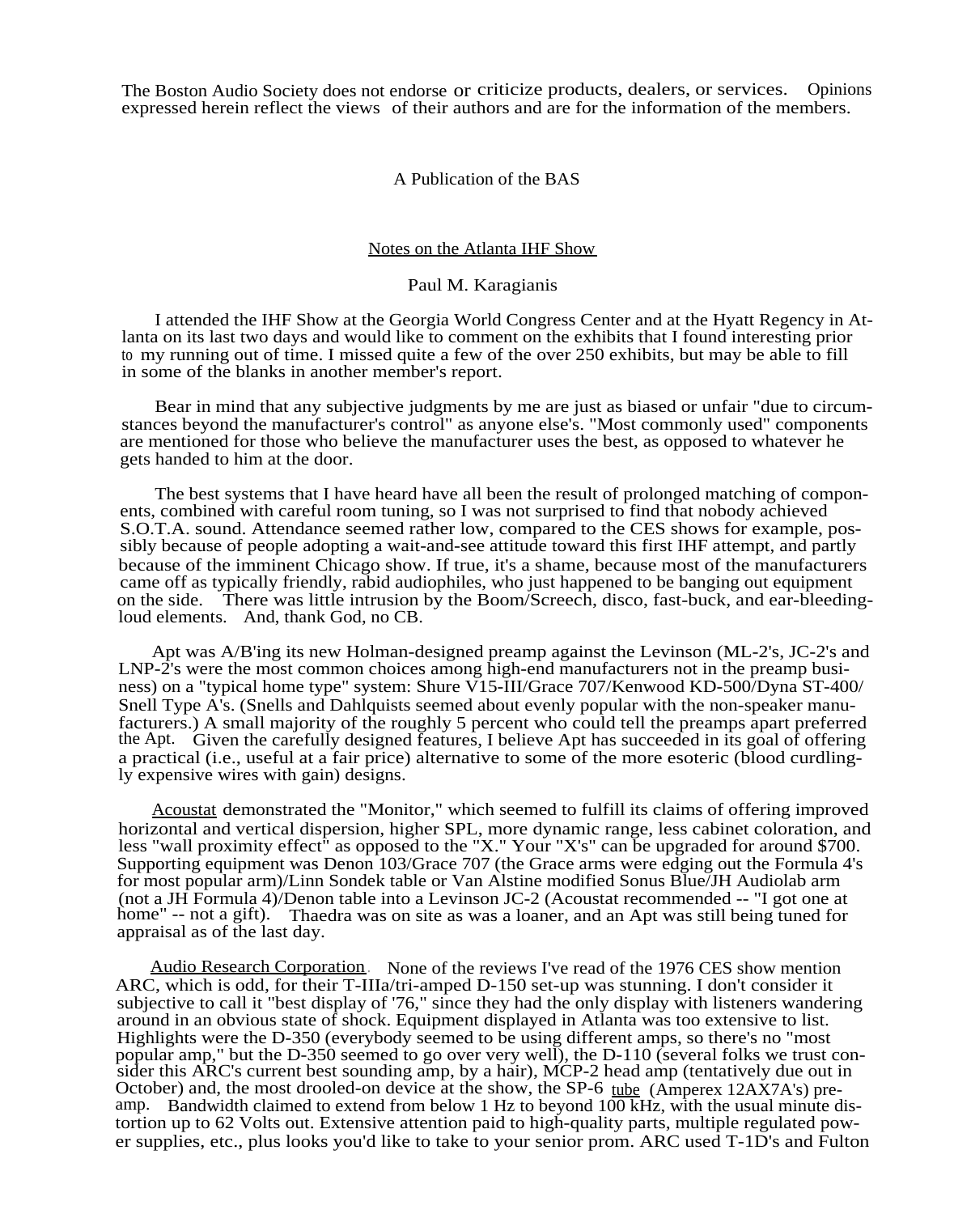The Boston Audio Society does not endorse or criticize products, dealers, or services. Opinions expressed herein reflect the views of their authors and are for the information of the members.

A Publication of the BAS

## Notes on the Atlanta IHF Show

Paul M. Karagianis

I attended the IHF Show at the Georgia World Congress Center and at the Hyatt Regency in Atlanta on its last two days and would like to comment on the exhibits that I found interesting prior to my running out of time. I missed quite a few of the over 250 exhibits, but may be able to fill in some of the blanks in another member's report.

Bear in mind that any subjective judgments by me are just as biased or unfair "due to circumstances beyond the manufacturer's control" as anyone else's. "Most commonly used" components are mentioned for those who believe the manufacturer uses the best, as opposed to whatever he gets handed to him at the door.

The best systems that I have heard have all been the result of prolonged matching of components, combined with careful room tuning, so I was not surprised to find that nobody achieved S.O.T.A. sound. Attendance seemed rather low, compared to the CES shows for example, possibly because of people adopting a wait-and-see attitude toward this first IHF attempt, and partly because of the imminent Chicago show. If true, it's a shame, because most of the manufacturers came off as typically friendly, rabid audiophiles, who just happened to be banging out equipment on the side. There was little intrusion by the Boom/Screech, disco, fast-buck, and ear-bleeding-loud elements. And, thank God, no CB.

Apt was A/B'ing its new Holman-designed preamp against the Levinson (ML-2's, JC-2's and LNP-2's were the most common choices among high-end manufacturers not in the preamp business) on a "typical home type" system: Shure V15-III/Grace 707/Kenwood KD-500/Dyna ST-400/Snell Type A's. (Snells and Dahlquists seemed about evenly popular with the non-speaker manufacturers.) A small majority of the roughly 5 percent who could tell the preamps apart preferred the Apt. Given the carefully designed features, I believe Apt has succeeded in its goal of offering a practical (i.e., useful at a fair price) alternative to some of the more esoteric (blood curdlingly expensive wires with gain) designs.

<u>Acoustat</u> demonstrated the "Monitor," which seemed to fulfill its claims of offering improved horizontal and vertical dispersion, higher SPL, more dynamic range, less cabinet coloration, and less "wall proximity effect" as opposed to the "X." Your "X's" can be upgraded for around $700. Supporting equipment was Denon 103/Grace 707 (the Grace arms were edging out the Formula 4's for most popular arm)/Linn Sondek table or Van Alstine modified Sonus Blue/JH Audiolab arm (not a JH Formula 4)/Denon table into a Levinson JC-2 (Acoustat recommended -- "I got one at home" -- not a gift). Thaedra was on site as was a loaner, and an Apt was still being tuned for appraisal as of the last day.

<u>Audio Research Corporation</u>. None of the reviews I've read of the 1976 CES show mention ARC, which is odd, for their T-IIIa/tri-amped D-150 set-up was stunning. I don't consider it subjective to call it "best display of '76," since they had the only display with listeners wandering around in an obvious state of shock. Equipment displayed in Atlanta was too extensive to list. Highlights were the D-350 (everybody seemed to be using different amps, so there's no "most popular amp," but the D-350 seemed to go over very well), the D-110 (several folks we trust consider this ARC's current best sounding amp, by a hair), MCP-2 head amp (tentatively due out in October) and, the most drooled-on device at the show, the SP-6 <u>tube</u> (Amperex 12AX7A's) preamp. Bandwidth claimed to extend from below 1 Hz to beyond 100 kHz, with the usual minute distortion up to 62 Volts out. Extensive attention paid to high-quality parts, multiple regulated power supplies, etc., plus looks you'd like to take to your senior prom. ARC used T-1D's and Fulton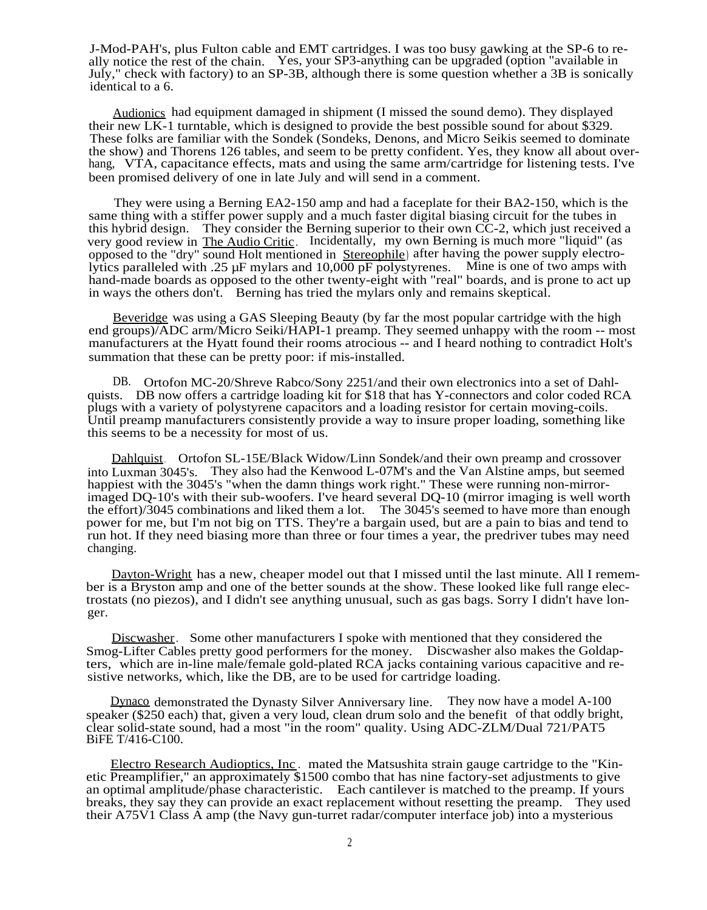J-Mod-PAH's, plus Fulton cable and EMT cartridges. I was too busy gawking at the SP-6 to really notice the rest of the chain. Yes, your SP3-anything can be upgraded (option "available in July," check with factory) to an SP-3B, although there is some question whether a 3B is sonically identical to a 6.

Audionics had equipment damaged in shipment (I missed the sound demo). They displayed their new LK-1 turntable, which is designed to provide the best possible sound for about $329. These folks are familiar with the Sondek (Sondeks, Denons, and Micro Seikis seemed to dominate the show) and Thorens 126 tables, and seem to be pretty confident. Yes, they know all about overhang, VTA, capacitance effects, mats and using the same arm/cartridge for listening tests. I've been promised delivery of one in late July and will send in a comment.

They were using a Berning EA2-150 amp and had a faceplate for their BA2-150, which is the same thing with a stiffer power supply and a much faster digital biasing circuit for the tubes in this hybrid design. They consider the Berning superior to their own CC-2, which just received a very good review in The Audio Critic. Incidentally, my own Berning is much more "liquid" (as opposed to the "dry" sound Holt mentioned in Stereophile) after having the power supply electrolytics paralleled with .25 µF mylars and 10,000 pF polystyrenes. Mine is one of two amps with hand-made boards as opposed to the other twenty-eight with "real" boards, and is prone to act up in ways the others don't. Berning has tried the mylars only and remains skeptical.

Beveridge was using a GAS Sleeping Beauty (by far the most popular cartridge with the high end groups)/ADC arm/Micro Seiki/HAPI-1 preamp. They seemed unhappy with the room -- most manufacturers at the Hyatt found their rooms atrocious -- and I heard nothing to contradict Holt's summation that these can be pretty poor: if mis-installed.

DB. Ortofon MC-20/Shreve Rabco/Sony 2251/and their own electronics into a set of Dahlquists. DB now offers a cartridge loading kit for $18 that has Y-connectors and color coded RCA plugs with a variety of polystyrene capacitors and a loading resistor for certain moving-coils. Until preamp manufacturers consistently provide a way to insure proper loading, something like this seems to be a necessity for most of us.

Dahlquist. Ortofon SL-15E/Black Widow/Linn Sondek/and their own preamp and crossover into Luxman 3045's. They also had the Kenwood L-07M's and the Van Alstine amps, but seemed happiest with the 3045's "when the damn things work right." These were running non-mirror-imaged DQ-10's with their sub-woofers. I've heard several DQ-10 (mirror imaging is well worth the effort)/3045 combinations and liked them a lot. The 3045's seemed to have more than enough power for me, but I'm not big on TTS. They're a bargain used, but are a pain to bias and tend to run hot. If they need biasing more than three or four times a year, the predriver tubes may need changing.

Dayton-Wright has a new, cheaper model out that I missed until the last minute. All I remember is a Bryston amp and one of the better sounds at the show. These looked like full range electrostats (no piezos), and I didn't see anything unusual, such as gas bags. Sorry I didn't have longer.

Discwasher. Some other manufacturers I spoke with mentioned that they considered the Smog-Lifter Cables pretty good performers for the money. Discwasher also makes the Goldapters, which are in-line male/female gold-plated RCA jacks containing various capacitive and resistive networks, which, like the DB, are to be used for cartridge loading.

Dynaco demonstrated the Dynasty Silver Anniversary line. They now have a model A-100 speaker ($250 each) that, given a very loud, clean drum solo and the benefit of that oddly bright, clear solid-state sound, had a most "in the room" quality. Using ADC-ZLM/Dual 721/PAT5 BiFE T/416-C100.

Electro Research Audioptics, Inc. mated the Matsushita strain gauge cartridge to the "Kinetic Preamplifier," an approximately $1500 combo that has nine factory-set adjustments to give an optimal amplitude/phase characteristic. Each cantilever is matched to the preamp. If yours breaks, they say they can provide an exact replacement without resetting the preamp. They used their A75V1 Class A amp (the Navy gun-turret radar/computer interface job) into a mysterious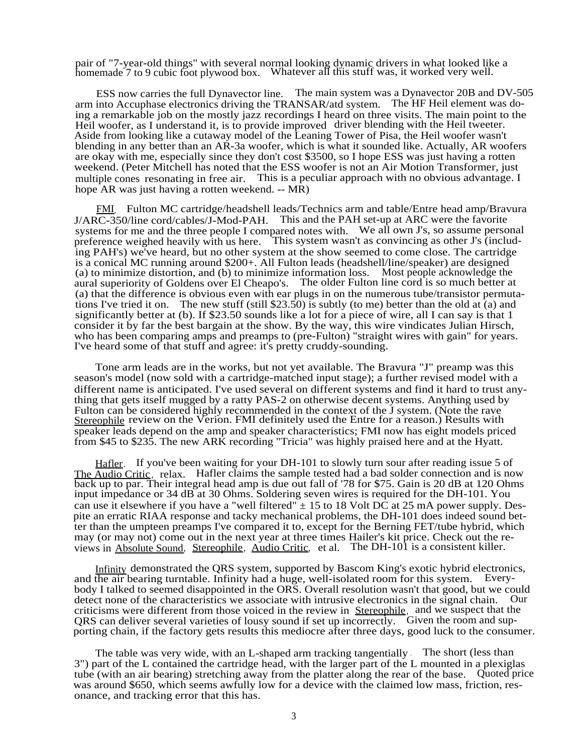pair of "7-year-old things" with several normal looking dynamic drivers in what looked like a homemade 7 to 9 cubic foot plywood box. Whatever all this stuff was, it worked very well.

ESS now carries the full Dynavector line. The main system was a Dynavector 20B and DV-505 arm into Accuphase electronics driving the TRANSAR/atd system. The HF Heil element was doing a remarkable job on the mostly jazz recordings I heard on three visits. The main point to the Heil woofer, as I understand it, is to provide improved driver blending with the Heil tweeter. Aside from looking like a cutaway model of the Leaning Tower of Pisa, the Heil woofer wasn't blending in any better than an AR-3a woofer, which is what it sounded like. Actually, AR woofers are okay with me, especially since they don't cost $3500, so I hope ESS was just having a rotten weekend. (Peter Mitchell has noted that the ESS woofer is not an Air Motion Transformer, just multiple cones resonating in free air. This is a peculiar approach with no obvious advantage. I hope AR was just having a rotten weekend. -- MR)

FMI. Fulton MC cartridge/headshell leads/Technics arm and table/Entre head amp/Bravura J/ARC-350/line cord/cables/J-Mod-PAH. This and the PAH set-up at ARC were the favorite systems for me and the three people I compared notes with. We all own J's, so assume personal preference weighed heavily with us here. This system wasn't as convincing as other J's (including PAH's) we've heard, but no other system at the show seemed to come close. The cartridge is a conical MC running around $200+. All Fulton leads (headshell/line/speaker) are designed (a) to minimize distortion, and (b) to minimize information loss. Most people acknowledge the aural superiority of Goldens over El Cheapo's. The older Fulton line cord is so much better at (a) that the difference is obvious even with ear plugs in on the numerous tube/transistor permutations I've tried it on. The new stuff (still $23.50) is subtly (to me) better than the old at (a) and significantly better at (b). If $23.50 sounds like a lot for a piece of wire, all I can say is that 1 consider it by far the best bargain at the show. By the way, this wire vindicates Julian Hirsch, who has been comparing amps and preamps to (pre-Fulton) "straight wires with gain" for years. I've heard some of that stuff and agree: it's pretty cruddy-sounding.

Tone arm leads are in the works, but not yet available. The Bravura "J" preamp was this season's model (now sold with a cartridge-matched input stage); a further revised model with a different name is anticipated. I've used several on different systems and find it hard to trust anything that gets itself mugged by a ratty PAS-2 on otherwise decent systems. Anything used by Fulton can be considered highly recommended in the context of the J system. (Note the rave Stereophile review on the Verion. FMI definitely used the Entre for a reason.) Results with speaker leads depend on the amp and speaker characteristics; FMI now has eight models priced from $45 to $235. The new ARK recording "Tricia" was highly praised here and at the Hyatt.

Hafler. If you've been waiting for your DH-101 to slowly turn sour after reading issue 5 of The Audio Critic, relax. Hafler claims the sample tested had a bad solder connection and is now back up to par. Their integral head amp is due out fall of '78 for $75. Gain is 20 dB at 120 Ohms input impedance or 34 dB at 30 Ohms. Soldering seven wires is required for the DH-101. You can use it elsewhere if you have a "well filtered" ± 15 to 18 Volt DC at 25 mA power supply. Despite an erratic RIAA response and tacky mechanical problems, the DH-101 does indeed sound better than the umpteen preamps I've compared it to, except for the Berning FET/tube hybrid, which may (or may not) come out in the next year at three times Hailer's kit price. Check out the reviews in Absolute Sound, Stereophile, Audio Critic, et al. The DH-101 is a consistent killer.

Infinity demonstrated the QRS system, supported by Bascom King's exotic hybrid electronics, and the air bearing turntable. Infinity had a huge, well-isolated room for this system. Everybody I talked to seemed disappointed in the ORS. Overall resolution wasn't that good, but we could detect none of the characteristics we associate with intrusive electronics in the signal chain. Our criticisms were different from those voiced in the review in Stereophile, and we suspect that the QRS can deliver several varieties of lousy sound if set up incorrectly. Given the room and supporting chain, if the factory gets results this mediocre after three days, good luck to the consumer.

The table was very wide, with an L-shaped arm tracking tangentially. The short (less than 3") part of the L contained the cartridge head, with the larger part of the L mounted in a plexiglas tube (with an air bearing) stretching away from the platter along the rear of the base. Quoted price was around $650, which seems awfully low for a device with the claimed low mass, friction, resonance, and tracking error that this has.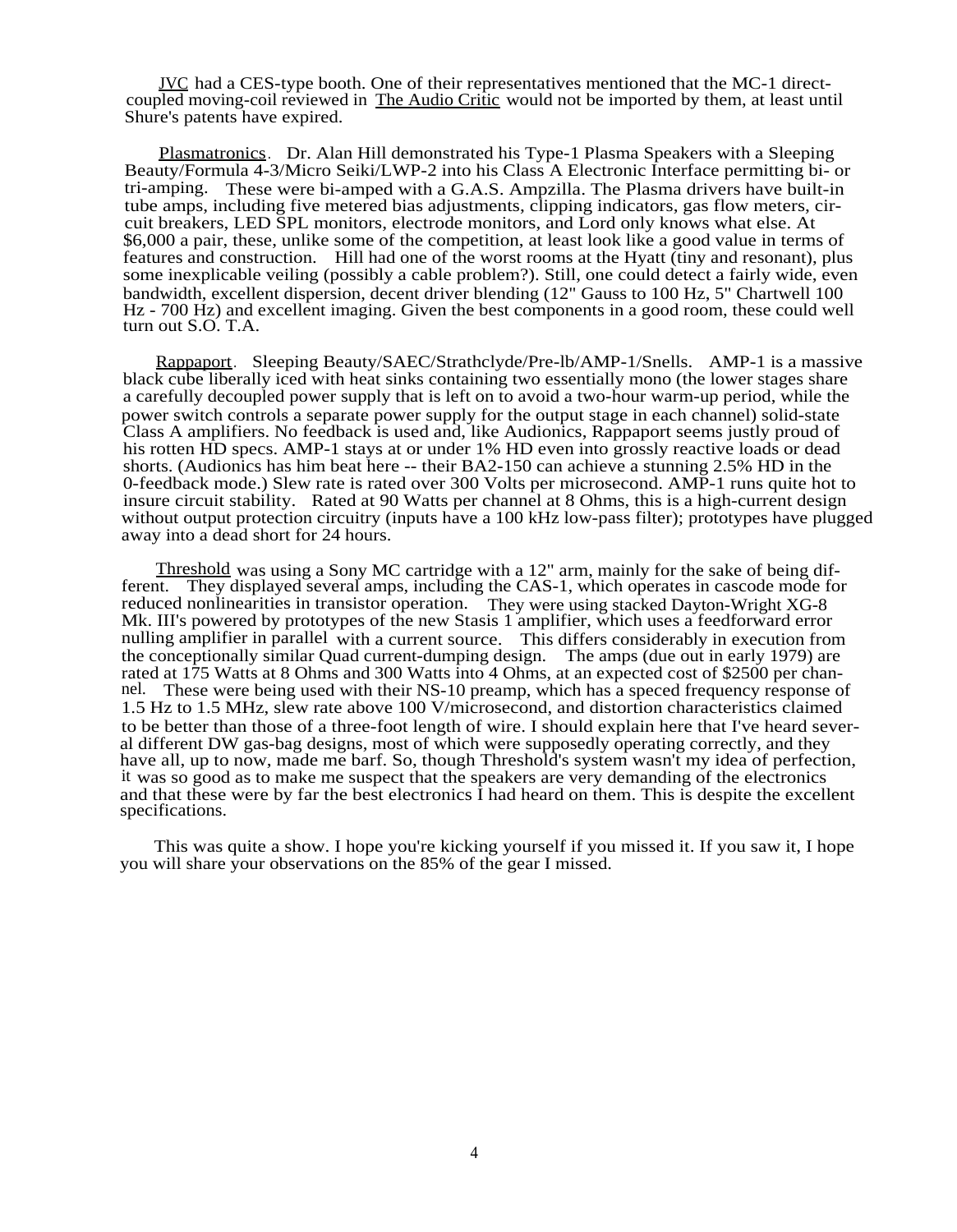JVC had a CES-type booth. One of their representatives mentioned that the MC-1 direct-coupled moving-coil reviewed in The Audio Critic would not be imported by them, at least until Shure's patents have expired.

Plasmatronics. Dr. Alan Hill demonstrated his Type-1 Plasma Speakers with a Sleeping Beauty/Formula 4-3/Micro Seiki/LWP-2 into his Class A Electronic Interface permitting bi- or tri-amping. These were bi-amped with a G.A.S. Ampzilla. The Plasma drivers have built-in tube amps, including five metered bias adjustments, clipping indicators, gas flow meters, circuit breakers, LED SPL monitors, electrode monitors, and Lord only knows what else. At $6,000 a pair, these, unlike some of the competition, at least look like a good value in terms of features and construction. Hill had one of the worst rooms at the Hyatt (tiny and resonant), plus some inexplicable veiling (possibly a cable problem?). Still, one could detect a fairly wide, even bandwidth, excellent dispersion, decent driver blending (12" Gauss to 100 Hz, 5" Chartwell 100 Hz - 700 Hz) and excellent imaging. Given the best components in a good room, these could well turn out S.O. T.A.

Rappaport. Sleeping Beauty/SAEC/Strathclyde/Pre-lb/AMP-1/Snells. AMP-1 is a massive black cube liberally iced with heat sinks containing two essentially mono (the lower stages share a carefully decoupled power supply that is left on to avoid a two-hour warm-up period, while the power switch controls a separate power supply for the output stage in each channel) solid-state Class A amplifiers. No feedback is used and, like Audionics, Rappaport seems justly proud of his rotten HD specs. AMP-1 stays at or under 1% HD even into grossly reactive loads or dead shorts. (Audionics has him beat here -- their BA2-150 can achieve a stunning 2.5% HD in the 0-feedback mode.) Slew rate is rated over 300 Volts per microsecond. AMP-1 runs quite hot to insure circuit stability. Rated at 90 Watts per channel at 8 Ohms, this is a high-current design without output protection circuitry (inputs have a 100 kHz low-pass filter); prototypes have plugged away into a dead short for 24 hours.

Threshold was using a Sony MC cartridge with a 12" arm, mainly for the sake of being different. They displayed several amps, including the CAS-1, which operates in cascode mode for reduced nonlinearities in transistor operation. They were using stacked Dayton-Wright XG-8 Mk. III's powered by prototypes of the new Stasis 1 amplifier, which uses a feedforward error nulling amplifier in parallel with a current source. This differs considerably in execution from the conceptionally similar Quad current-dumping design. The amps (due out in early 1979) are rated at 175 Watts at 8 Ohms and 300 Watts into 4 Ohms, at an expected cost of $2500 per channel. These were being used with their NS-10 preamp, which has a speced frequency response of 1.5 Hz to 1.5 MHz, slew rate above 100 V/microsecond, and distortion characteristics claimed to be better than those of a three-foot length of wire. I should explain here that I've heard several different DW gas-bag designs, most of which were supposedly operating correctly, and they have all, up to now, made me barf. So, though Threshold's system wasn't my idea of perfection, it was so good as to make me suspect that the speakers are very demanding of the electronics and that these were by far the best electronics I had heard on them. This is despite the excellent specifications.

This was quite a show. I hope you're kicking yourself if you missed it. If you saw it, I hope you will share your observations on the 85% of the gear I missed.